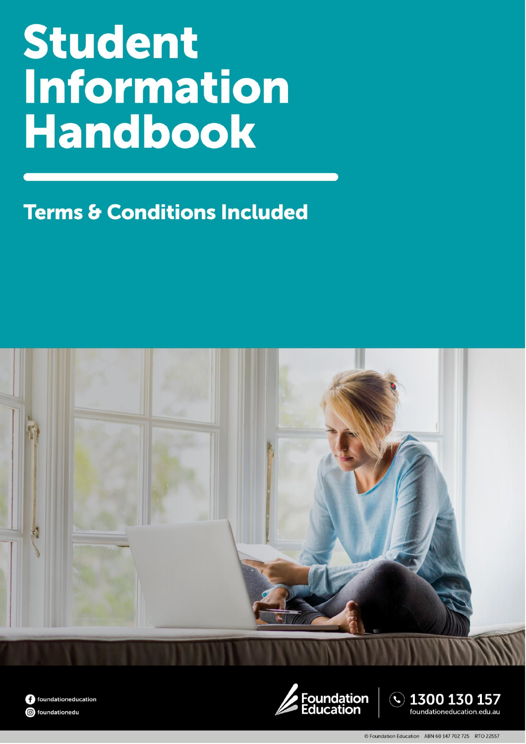# Student Information Handbook

## Terms & Conditions Included

foundationeducation

foundationedu

Foundation Education

1300 130 157

foundationeducation.edu.au

© Foundation Education ABN 60 147 702 725 RTO 22557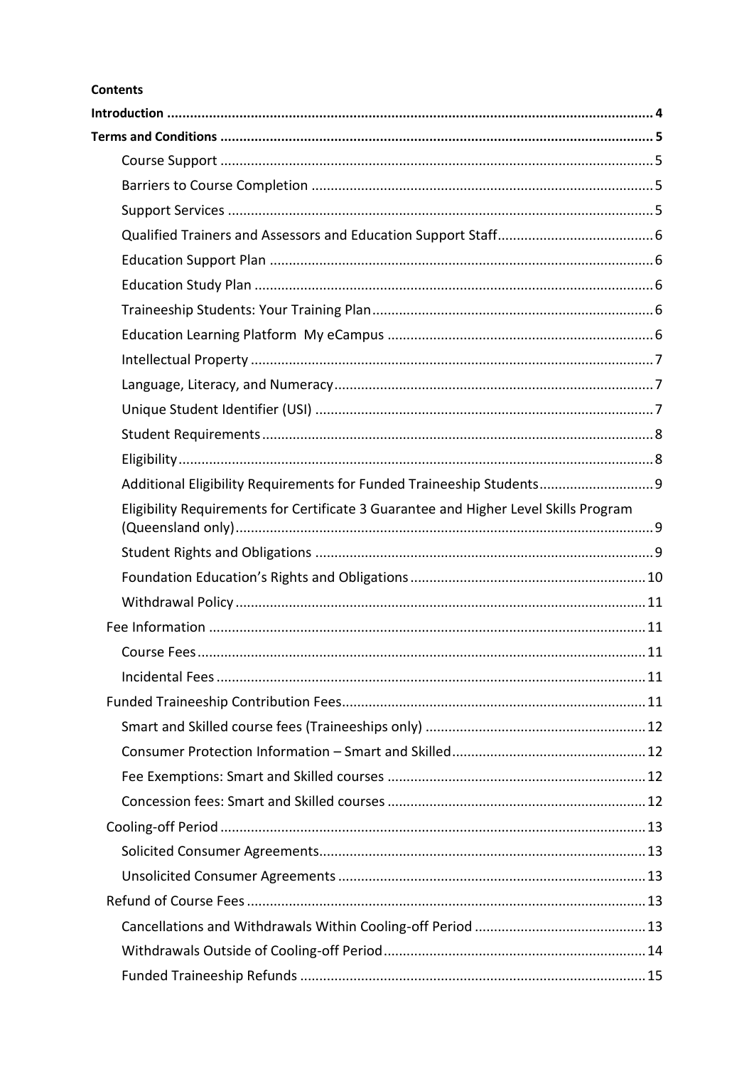**Contents**

**Introduction** ........................................................................................................................ 4

**Terms and Conditions** ......................................................................................................... 5

- Course Support ................................................................................................. 5
- Barriers to Course Completion ......................................................................... 5
- Support Services ............................................................................................... 5
- Qualified Trainers and Assessors and Education Support Staff ......................... 6
- Education Support Plan .................................................................................... 6
- Education Study Plan ........................................................................................ 6
- Traineeship Students: Your Training Plan ......................................................... 6
- Education Learning Platform My eCampus ...................................................... 6
- Intellectual Property ......................................................................................... 7
- Language, Literacy, and Numeracy ................................................................... 7
- Unique Student Identifier (USI) ........................................................................ 7
- Student Requirements ...................................................................................... 8
- Eligibility ........................................................................................................... 8
- Additional Eligibility Requirements for Funded Traineeship Students .............. 9
- Eligibility Requirements for Certificate 3 Guarantee and Higher Level Skills Program (Queensland only) ............................................................................................ 9
- Student Rights and Obligations ........................................................................ 9
- Foundation Education's Rights and Obligations ............................................. 10
- Withdrawal Policy ........................................................................................... 11

Fee Information ................................................................................................. 11

- Course Fees ..................................................................................................... 11
- Incidental Fees ................................................................................................ 11

Funded Traineeship Contribution Fees ............................................................... 11

- Smart and Skilled course fees (Traineeships only) .......................................... 12
- Consumer Protection Information – Smart and Skilled ................................... 12
- Fee Exemptions: Smart and Skilled courses ................................................... 12
- Concession fees: Smart and Skilled courses ................................................... 12

Cooling-off Period .............................................................................................. 13

- Solicited Consumer Agreements ..................................................................... 13
- Unsolicited Consumer Agreements ................................................................ 13

Refund of Course Fees ........................................................................................ 13

- Cancellations and Withdrawals Within Cooling-off Period ............................. 13
- Withdrawals Outside of Cooling-off Period .................................................... 14
- Funded Traineeship Refunds .......................................................................... 15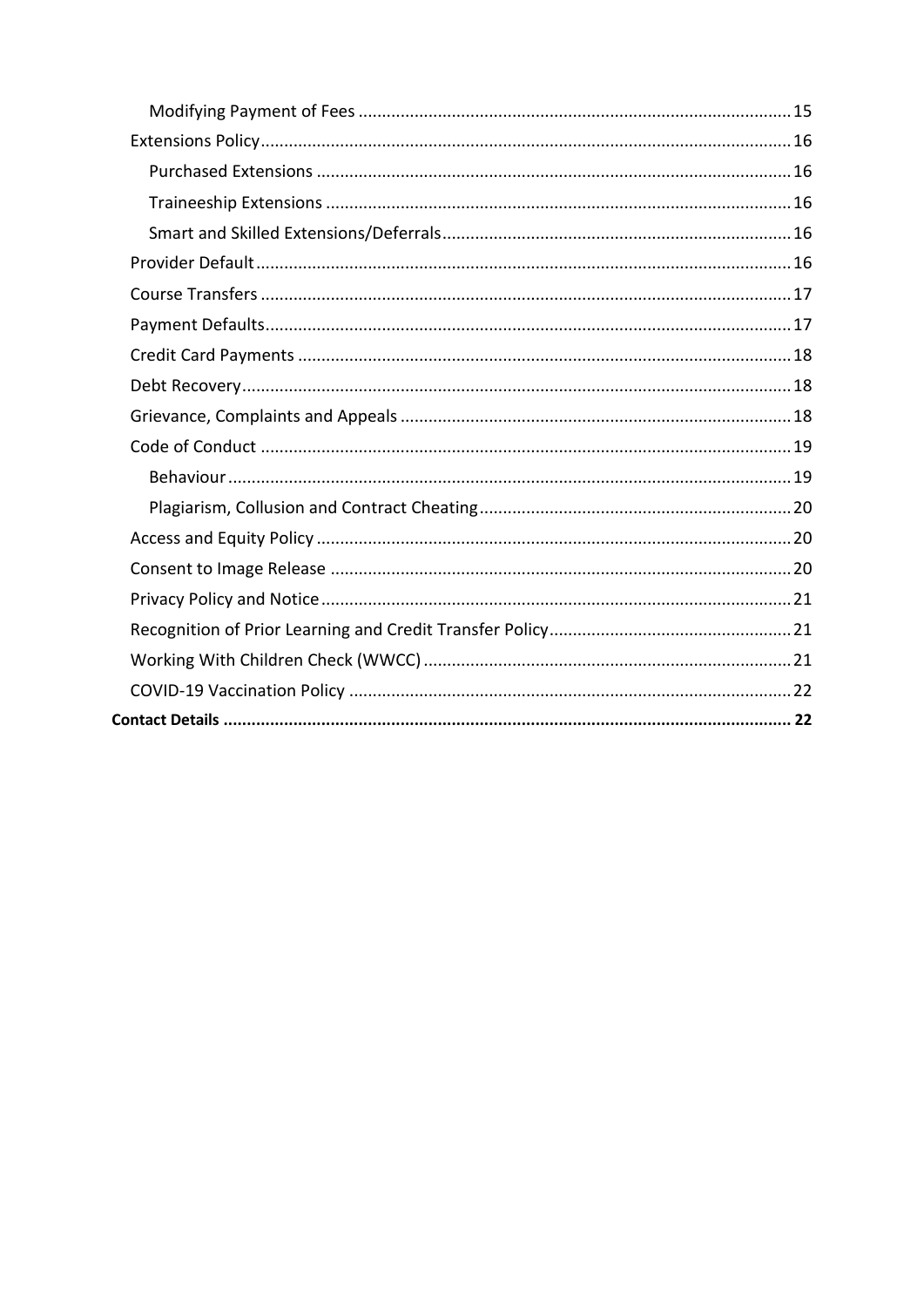- Modifying Payment of Fees ........ 15
- Extensions Policy ........ 16
  - Purchased Extensions ........ 16
  - Traineeship Extensions ........ 16
  - Smart and Skilled Extensions/Deferrals ........ 16
- Provider Default ........ 16
- Course Transfers ........ 17
- Payment Defaults ........ 17
- Credit Card Payments ........ 18
- Debt Recovery ........ 18
- Grievance, Complaints and Appeals ........ 18
- Code of Conduct ........ 19
  - Behaviour ........ 19
  - Plagiarism, Collusion and Contract Cheating ........ 20
- Access and Equity Policy ........ 20
- Consent to Image Release ........ 20
- Privacy Policy and Notice ........ 21
- Recognition of Prior Learning and Credit Transfer Policy ........ 21
- Working With Children Check (WWCC) ........ 21
- COVID-19 Vaccination Policy ........ 22

**Contact Details ........ 22**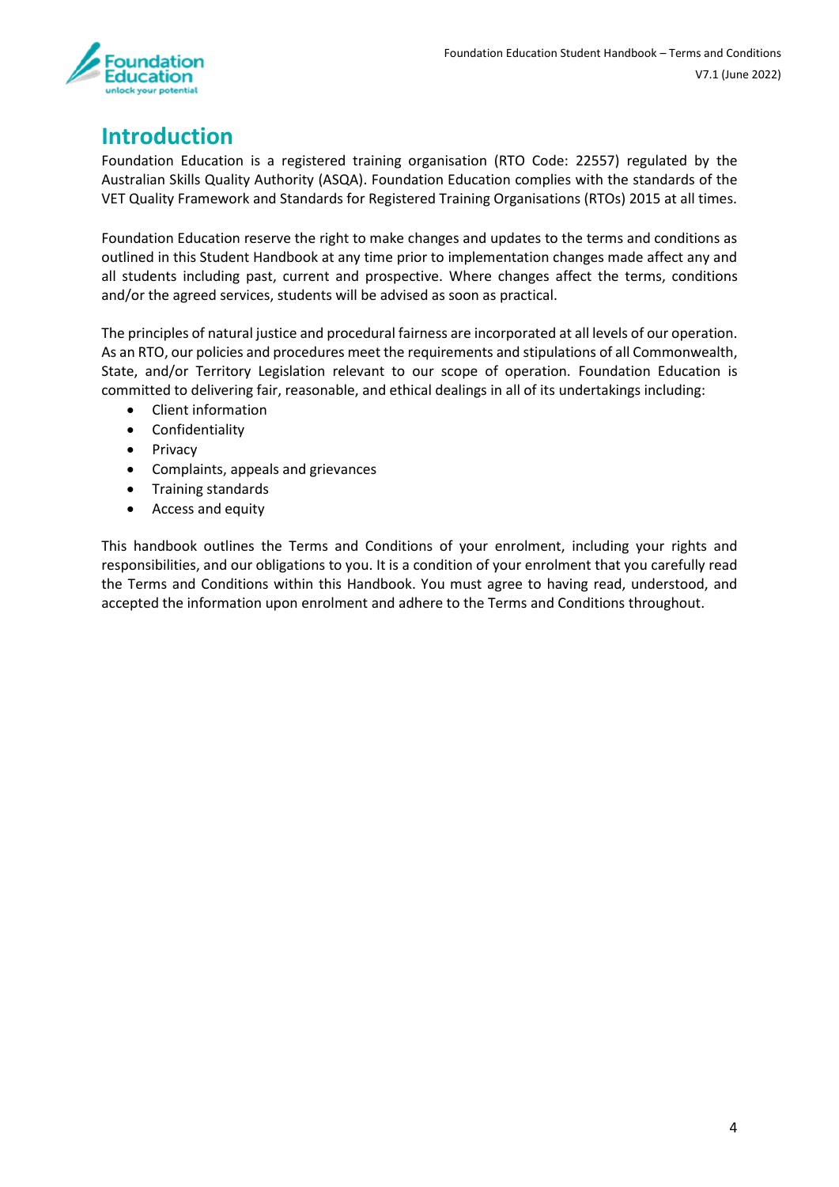# Introduction

Foundation Education is a registered training organisation (RTO Code: 22557) regulated by the Australian Skills Quality Authority (ASQA). Foundation Education complies with the standards of the VET Quality Framework and Standards for Registered Training Organisations (RTOs) 2015 at all times.

Foundation Education reserve the right to make changes and updates to the terms and conditions as outlined in this Student Handbook at any time prior to implementation changes made affect any and all students including past, current and prospective. Where changes affect the terms, conditions and/or the agreed services, students will be advised as soon as practical.

The principles of natural justice and procedural fairness are incorporated at all levels of our operation. As an RTO, our policies and procedures meet the requirements and stipulations of all Commonwealth, State, and/or Territory Legislation relevant to our scope of operation. Foundation Education is committed to delivering fair, reasonable, and ethical dealings in all of its undertakings including:

- Client information
- Confidentiality
- Privacy
- Complaints, appeals and grievances
- Training standards
- Access and equity

This handbook outlines the Terms and Conditions of your enrolment, including your rights and responsibilities, and our obligations to you. It is a condition of your enrolment that you carefully read the Terms and Conditions within this Handbook. You must agree to having read, understood, and accepted the information upon enrolment and adhere to the Terms and Conditions throughout.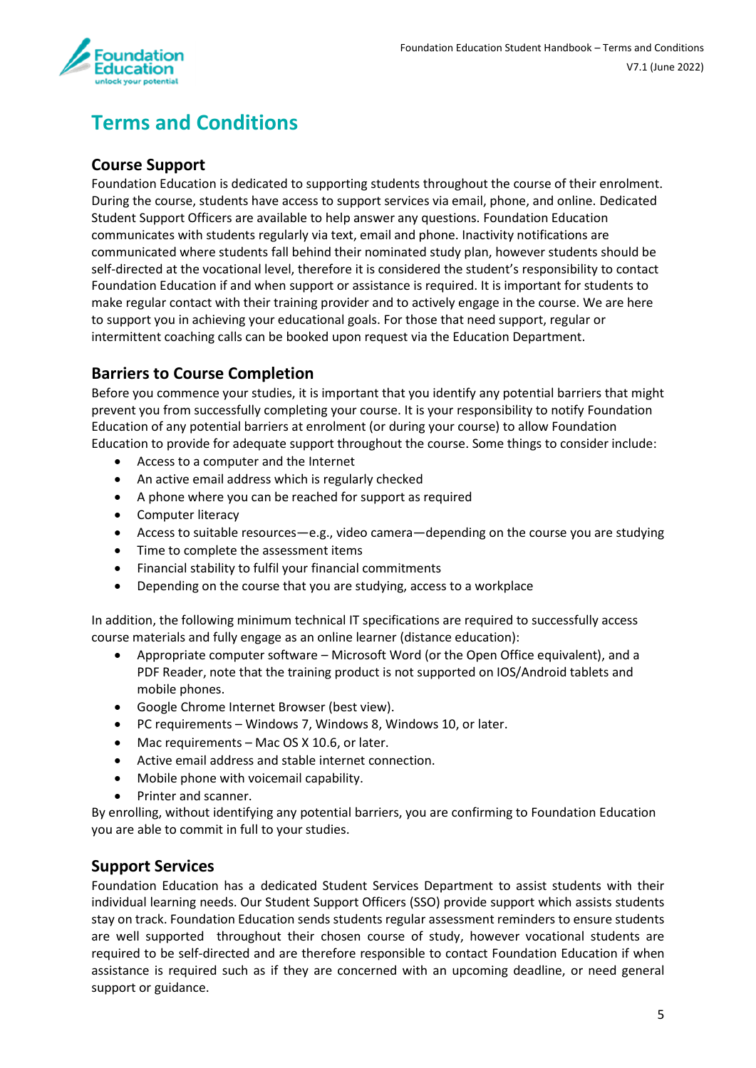# Terms and Conditions

## Course Support

Foundation Education is dedicated to supporting students throughout the course of their enrolment. During the course, students have access to support services via email, phone, and online. Dedicated Student Support Officers are available to help answer any questions. Foundation Education communicates with students regularly via text, email and phone. Inactivity notifications are communicated where students fall behind their nominated study plan, however students should be self-directed at the vocational level, therefore it is considered the student's responsibility to contact Foundation Education if and when support or assistance is required. It is important for students to make regular contact with their training provider and to actively engage in the course. We are here to support you in achieving your educational goals. For those that need support, regular or intermittent coaching calls can be booked upon request via the Education Department.

## Barriers to Course Completion

Before you commence your studies, it is important that you identify any potential barriers that might prevent you from successfully completing your course. It is your responsibility to notify Foundation Education of any potential barriers at enrolment (or during your course) to allow Foundation Education to provide for adequate support throughout the course. Some things to consider include:

- Access to a computer and the Internet
- An active email address which is regularly checked
- A phone where you can be reached for support as required
- Computer literacy
- Access to suitable resources—e.g., video camera—depending on the course you are studying
- Time to complete the assessment items
- Financial stability to fulfil your financial commitments
- Depending on the course that you are studying, access to a workplace

In addition, the following minimum technical IT specifications are required to successfully access course materials and fully engage as an online learner (distance education):

- Appropriate computer software – Microsoft Word (or the Open Office equivalent), and a PDF Reader, note that the training product is not supported on IOS/Android tablets and mobile phones.
- Google Chrome Internet Browser (best view).
- PC requirements – Windows 7, Windows 8, Windows 10, or later.
- Mac requirements – Mac OS X 10.6, or later.
- Active email address and stable internet connection.
- Mobile phone with voicemail capability.
- Printer and scanner.

By enrolling, without identifying any potential barriers, you are confirming to Foundation Education you are able to commit in full to your studies.

## Support Services

Foundation Education has a dedicated Student Services Department to assist students with their individual learning needs. Our Student Support Officers (SSO) provide support which assists students stay on track. Foundation Education sends students regular assessment reminders to ensure students are well supported throughout their chosen course of study, however vocational students are required to be self-directed and are therefore responsible to contact Foundation Education if when assistance is required such as if they are concerned with an upcoming deadline, or need general support or guidance.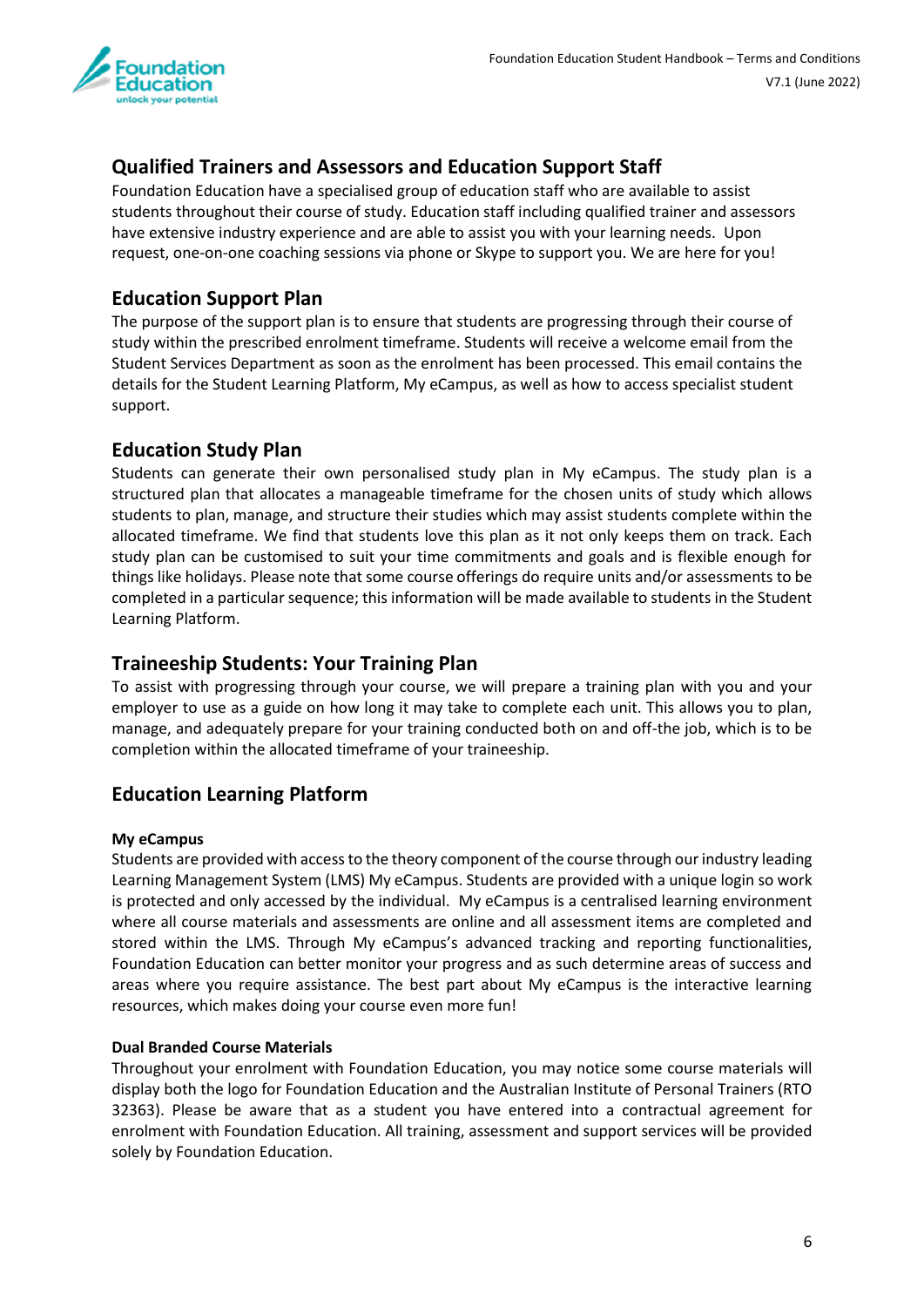## Qualified Trainers and Assessors and Education Support Staff

Foundation Education have a specialised group of education staff who are available to assist students throughout their course of study. Education staff including qualified trainer and assessors have extensive industry experience and are able to assist you with your learning needs. Upon request, one-on-one coaching sessions via phone or Skype to support you. We are here for you!

## Education Support Plan

The purpose of the support plan is to ensure that students are progressing through their course of study within the prescribed enrolment timeframe. Students will receive a welcome email from the Student Services Department as soon as the enrolment has been processed. This email contains the details for the Student Learning Platform, My eCampus, as well as how to access specialist student support.

## Education Study Plan

Students can generate their own personalised study plan in My eCampus. The study plan is a structured plan that allocates a manageable timeframe for the chosen units of study which allows students to plan, manage, and structure their studies which may assist students complete within the allocated timeframe. We find that students love this plan as it not only keeps them on track. Each study plan can be customised to suit your time commitments and goals and is flexible enough for things like holidays. Please note that some course offerings do require units and/or assessments to be completed in a particular sequence; this information will be made available to students in the Student Learning Platform.

## Traineeship Students: Your Training Plan

To assist with progressing through your course, we will prepare a training plan with you and your employer to use as a guide on how long it may take to complete each unit. This allows you to plan, manage, and adequately prepare for your training conducted both on and off-the job, which is to be completion within the allocated timeframe of your traineeship.

## Education Learning Platform

**My eCampus**

Students are provided with access to the theory component of the course through our industry leading Learning Management System (LMS) My eCampus. Students are provided with a unique login so work is protected and only accessed by the individual. My eCampus is a centralised learning environment where all course materials and assessments are online and all assessment items are completed and stored within the LMS. Through My eCampus's advanced tracking and reporting functionalities, Foundation Education can better monitor your progress and as such determine areas of success and areas where you require assistance. The best part about My eCampus is the interactive learning resources, which makes doing your course even more fun!

**Dual Branded Course Materials**

Throughout your enrolment with Foundation Education, you may notice some course materials will display both the logo for Foundation Education and the Australian Institute of Personal Trainers (RTO 32363). Please be aware that as a student you have entered into a contractual agreement for enrolment with Foundation Education. All training, assessment and support services will be provided solely by Foundation Education.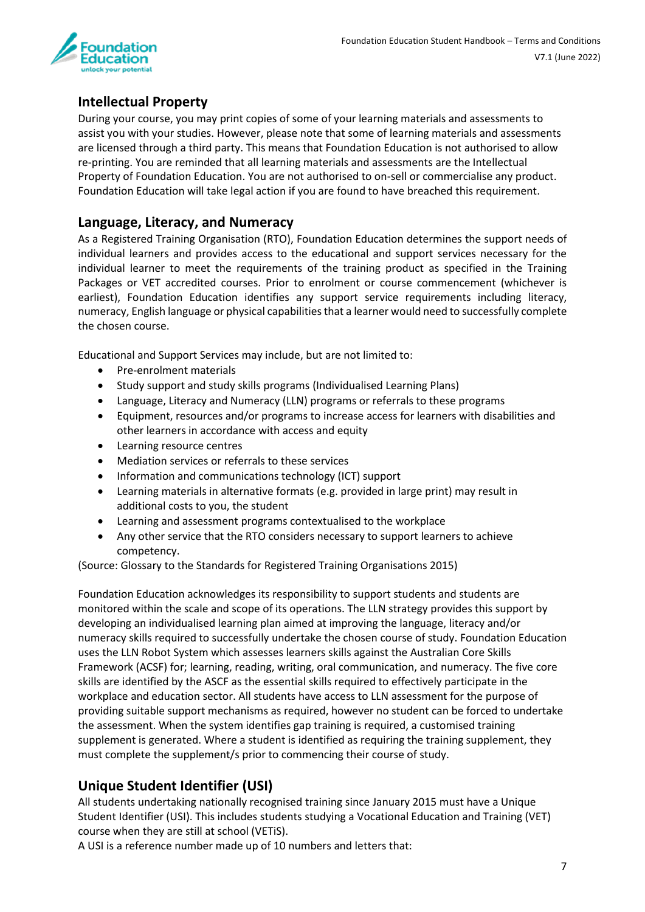## Intellectual Property

During your course, you may print copies of some of your learning materials and assessments to assist you with your studies. However, please note that some of learning materials and assessments are licensed through a third party. This means that Foundation Education is not authorised to allow re-printing. You are reminded that all learning materials and assessments are the Intellectual Property of Foundation Education. You are not authorised to on-sell or commercialise any product. Foundation Education will take legal action if you are found to have breached this requirement.

## Language, Literacy, and Numeracy

As a Registered Training Organisation (RTO), Foundation Education determines the support needs of individual learners and provides access to the educational and support services necessary for the individual learner to meet the requirements of the training product as specified in the Training Packages or VET accredited courses. Prior to enrolment or course commencement (whichever is earliest), Foundation Education identifies any support service requirements including literacy, numeracy, English language or physical capabilities that a learner would need to successfully complete the chosen course.

Educational and Support Services may include, but are not limited to:

- Pre-enrolment materials
- Study support and study skills programs (Individualised Learning Plans)
- Language, Literacy and Numeracy (LLN) programs or referrals to these programs
- Equipment, resources and/or programs to increase access for learners with disabilities and other learners in accordance with access and equity
- Learning resource centres
- Mediation services or referrals to these services
- Information and communications technology (ICT) support
- Learning materials in alternative formats (e.g. provided in large print) may result in additional costs to you, the student
- Learning and assessment programs contextualised to the workplace
- Any other service that the RTO considers necessary to support learners to achieve competency.

(Source: Glossary to the Standards for Registered Training Organisations 2015)

Foundation Education acknowledges its responsibility to support students and students are monitored within the scale and scope of its operations. The LLN strategy provides this support by developing an individualised learning plan aimed at improving the language, literacy and/or numeracy skills required to successfully undertake the chosen course of study. Foundation Education uses the LLN Robot System which assesses learners skills against the Australian Core Skills Framework (ACSF) for; learning, reading, writing, oral communication, and numeracy. The five core skills are identified by the ASCF as the essential skills required to effectively participate in the workplace and education sector. All students have access to LLN assessment for the purpose of providing suitable support mechanisms as required, however no student can be forced to undertake the assessment. When the system identifies gap training is required, a customised training supplement is generated. Where a student is identified as requiring the training supplement, they must complete the supplement/s prior to commencing their course of study.

## Unique Student Identifier (USI)

All students undertaking nationally recognised training since January 2015 must have a Unique Student Identifier (USI). This includes students studying a Vocational Education and Training (VET) course when they are still at school (VETiS).

A USI is a reference number made up of 10 numbers and letters that: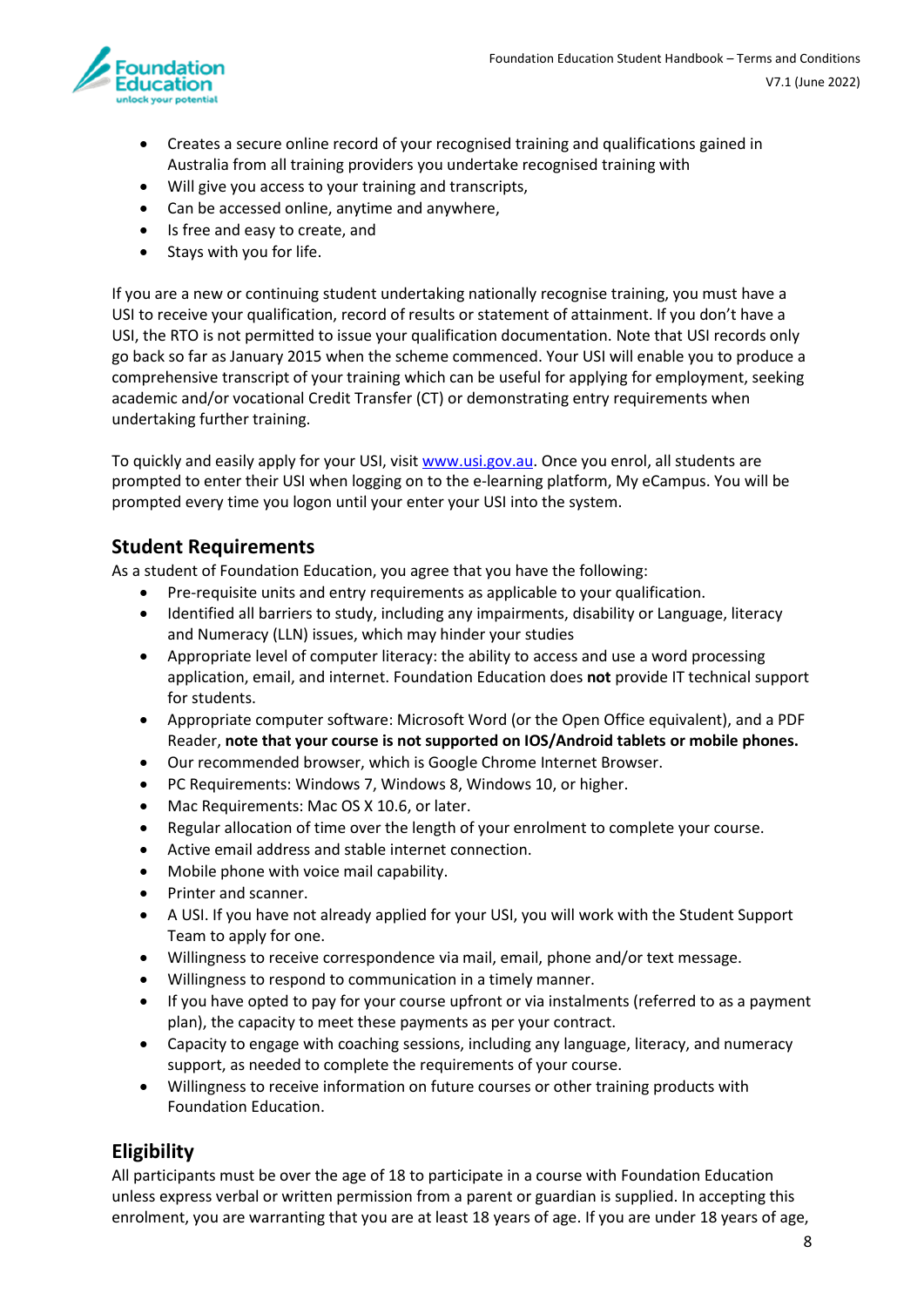- Creates a secure online record of your recognised training and qualifications gained in Australia from all training providers you undertake recognised training with
- Will give you access to your training and transcripts,
- Can be accessed online, anytime and anywhere,
- Is free and easy to create, and
- Stays with you for life.

If you are a new or continuing student undertaking nationally recognise training, you must have a USI to receive your qualification, record of results or statement of attainment. If you don't have a USI, the RTO is not permitted to issue your qualification documentation. Note that USI records only go back so far as January 2015 when the scheme commenced. Your USI will enable you to produce a comprehensive transcript of your training which can be useful for applying for employment, seeking academic and/or vocational Credit Transfer (CT) or demonstrating entry requirements when undertaking further training.

To quickly and easily apply for your USI, visit [www.usi.gov.au](http://www.usi.gov.au). Once you enrol, all students are prompted to enter their USI when logging on to the e-learning platform, My eCampus. You will be prompted every time you logon until your enter your USI into the system.

## Student Requirements

As a student of Foundation Education, you agree that you have the following:

- Pre-requisite units and entry requirements as applicable to your qualification.
- Identified all barriers to study, including any impairments, disability or Language, literacy and Numeracy (LLN) issues, which may hinder your studies
- Appropriate level of computer literacy: the ability to access and use a word processing application, email, and internet. Foundation Education does **not** provide IT technical support for students.
- Appropriate computer software: Microsoft Word (or the Open Office equivalent), and a PDF Reader, **note that your course is not supported on IOS/Android tablets or mobile phones.**
- Our recommended browser, which is Google Chrome Internet Browser.
- PC Requirements: Windows 7, Windows 8, Windows 10, or higher.
- Mac Requirements: Mac OS X 10.6, or later.
- Regular allocation of time over the length of your enrolment to complete your course.
- Active email address and stable internet connection.
- Mobile phone with voice mail capability.
- Printer and scanner.
- A USI. If you have not already applied for your USI, you will work with the Student Support Team to apply for one.
- Willingness to receive correspondence via mail, email, phone and/or text message.
- Willingness to respond to communication in a timely manner.
- If you have opted to pay for your course upfront or via instalments (referred to as a payment plan), the capacity to meet these payments as per your contract.
- Capacity to engage with coaching sessions, including any language, literacy, and numeracy support, as needed to complete the requirements of your course.
- Willingness to receive information on future courses or other training products with Foundation Education.

## Eligibility

All participants must be over the age of 18 to participate in a course with Foundation Education unless express verbal or written permission from a parent or guardian is supplied. In accepting this enrolment, you are warranting that you are at least 18 years of age. If you are under 18 years of age,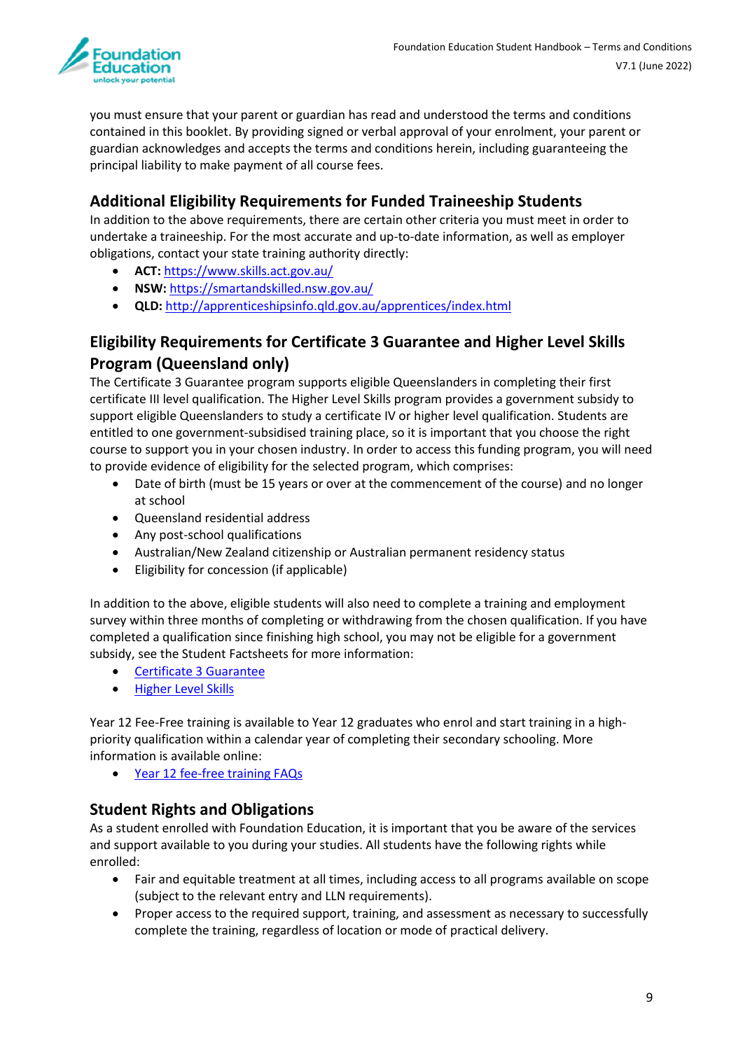you must ensure that your parent or guardian has read and understood the terms and conditions contained in this booklet. By providing signed or verbal approval of your enrolment, your parent or guardian acknowledges and accepts the terms and conditions herein, including guaranteeing the principal liability to make payment of all course fees.

## Additional Eligibility Requirements for Funded Traineeship Students

In addition to the above requirements, there are certain other criteria you must meet in order to undertake a traineeship. For the most accurate and up-to-date information, as well as employer obligations, contact your state training authority directly:

- **ACT:** [https://www.skills.act.gov.au/](https://www.skills.act.gov.au/)
- **NSW:** [https://smartandskilled.nsw.gov.au/](https://smartandskilled.nsw.gov.au/)
- **QLD:** [http://apprenticeshipsinfo.qld.gov.au/apprentices/index.html](http://apprenticeshipsinfo.qld.gov.au/apprentices/index.html)

## Eligibility Requirements for Certificate 3 Guarantee and Higher Level Skills Program (Queensland only)

The Certificate 3 Guarantee program supports eligible Queenslanders in completing their first certificate III level qualification. The Higher Level Skills program provides a government subsidy to support eligible Queenslanders to study a certificate IV or higher level qualification. Students are entitled to one government-subsidised training place, so it is important that you choose the right course to support you in your chosen industry. In order to access this funding program, you will need to provide evidence of eligibility for the selected program, which comprises:

- Date of birth (must be 15 years or over at the commencement of the course) and no longer at school
- Queensland residential address
- Any post-school qualifications
- Australian/New Zealand citizenship or Australian permanent residency status
- Eligibility for concession (if applicable)

In addition to the above, eligible students will also need to complete a training and employment survey within three months of completing or withdrawing from the chosen qualification. If you have completed a qualification since finishing high school, you may not be eligible for a government subsidy, see the Student Factsheets for more information:

- Certificate 3 Guarantee
- Higher Level Skills

Year 12 Fee-Free training is available to Year 12 graduates who enrol and start training in a high-priority qualification within a calendar year of completing their secondary schooling. More information is available online:

- Year 12 fee-free training FAQs

## Student Rights and Obligations

As a student enrolled with Foundation Education, it is important that you be aware of the services and support available to you during your studies. All students have the following rights while enrolled:

- Fair and equitable treatment at all times, including access to all programs available on scope (subject to the relevant entry and LLN requirements).
- Proper access to the required support, training, and assessment as necessary to successfully complete the training, regardless of location or mode of practical delivery.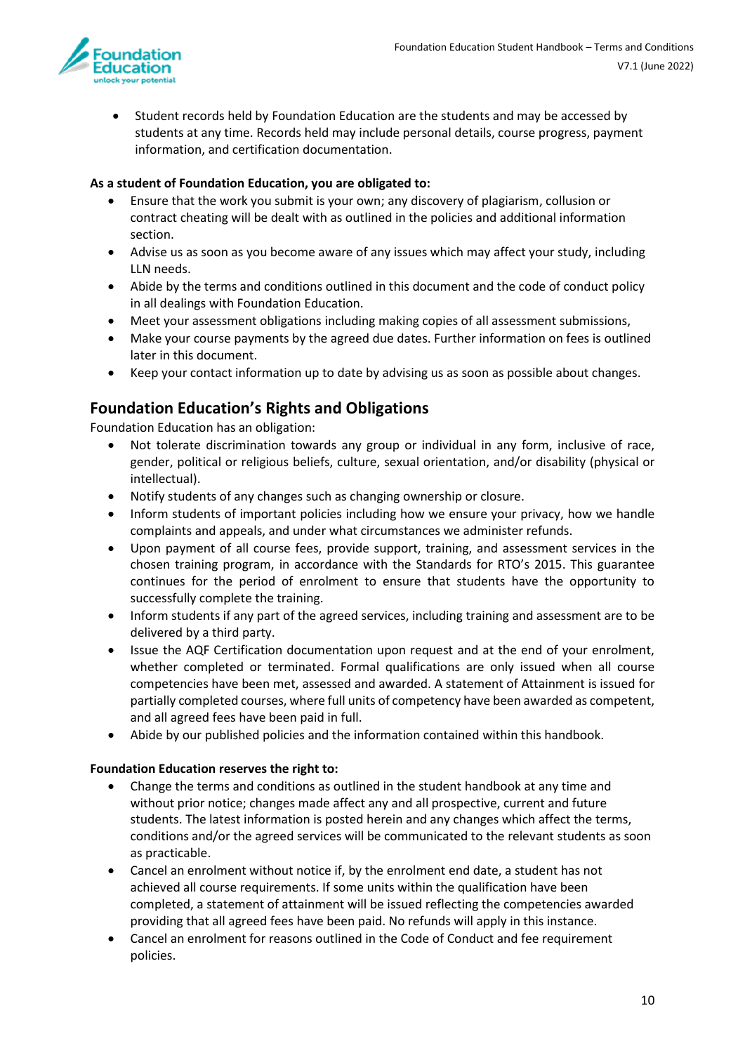- Student records held by Foundation Education are the students and may be accessed by students at any time. Records held may include personal details, course progress, payment information, and certification documentation.

**As a student of Foundation Education, you are obligated to:**

- Ensure that the work you submit is your own; any discovery of plagiarism, collusion or contract cheating will be dealt with as outlined in the policies and additional information section.
- Advise us as soon as you become aware of any issues which may affect your study, including LLN needs.
- Abide by the terms and conditions outlined in this document and the code of conduct policy in all dealings with Foundation Education.
- Meet your assessment obligations including making copies of all assessment submissions,
- Make your course payments by the agreed due dates. Further information on fees is outlined later in this document.
- Keep your contact information up to date by advising us as soon as possible about changes.

## Foundation Education's Rights and Obligations

Foundation Education has an obligation:

- Not tolerate discrimination towards any group or individual in any form, inclusive of race, gender, political or religious beliefs, culture, sexual orientation, and/or disability (physical or intellectual).
- Notify students of any changes such as changing ownership or closure.
- Inform students of important policies including how we ensure your privacy, how we handle complaints and appeals, and under what circumstances we administer refunds.
- Upon payment of all course fees, provide support, training, and assessment services in the chosen training program, in accordance with the Standards for RTO's 2015. This guarantee continues for the period of enrolment to ensure that students have the opportunity to successfully complete the training.
- Inform students if any part of the agreed services, including training and assessment are to be delivered by a third party.
- Issue the AQF Certification documentation upon request and at the end of your enrolment, whether completed or terminated. Formal qualifications are only issued when all course competencies have been met, assessed and awarded. A statement of Attainment is issued for partially completed courses, where full units of competency have been awarded as competent, and all agreed fees have been paid in full.
- Abide by our published policies and the information contained within this handbook.

**Foundation Education reserves the right to:**

- Change the terms and conditions as outlined in the student handbook at any time and without prior notice; changes made affect any and all prospective, current and future students. The latest information is posted herein and any changes which affect the terms, conditions and/or the agreed services will be communicated to the relevant students as soon as practicable.
- Cancel an enrolment without notice if, by the enrolment end date, a student has not achieved all course requirements. If some units within the qualification have been completed, a statement of attainment will be issued reflecting the competencies awarded providing that all agreed fees have been paid. No refunds will apply in this instance.
- Cancel an enrolment for reasons outlined in the Code of Conduct and fee requirement policies.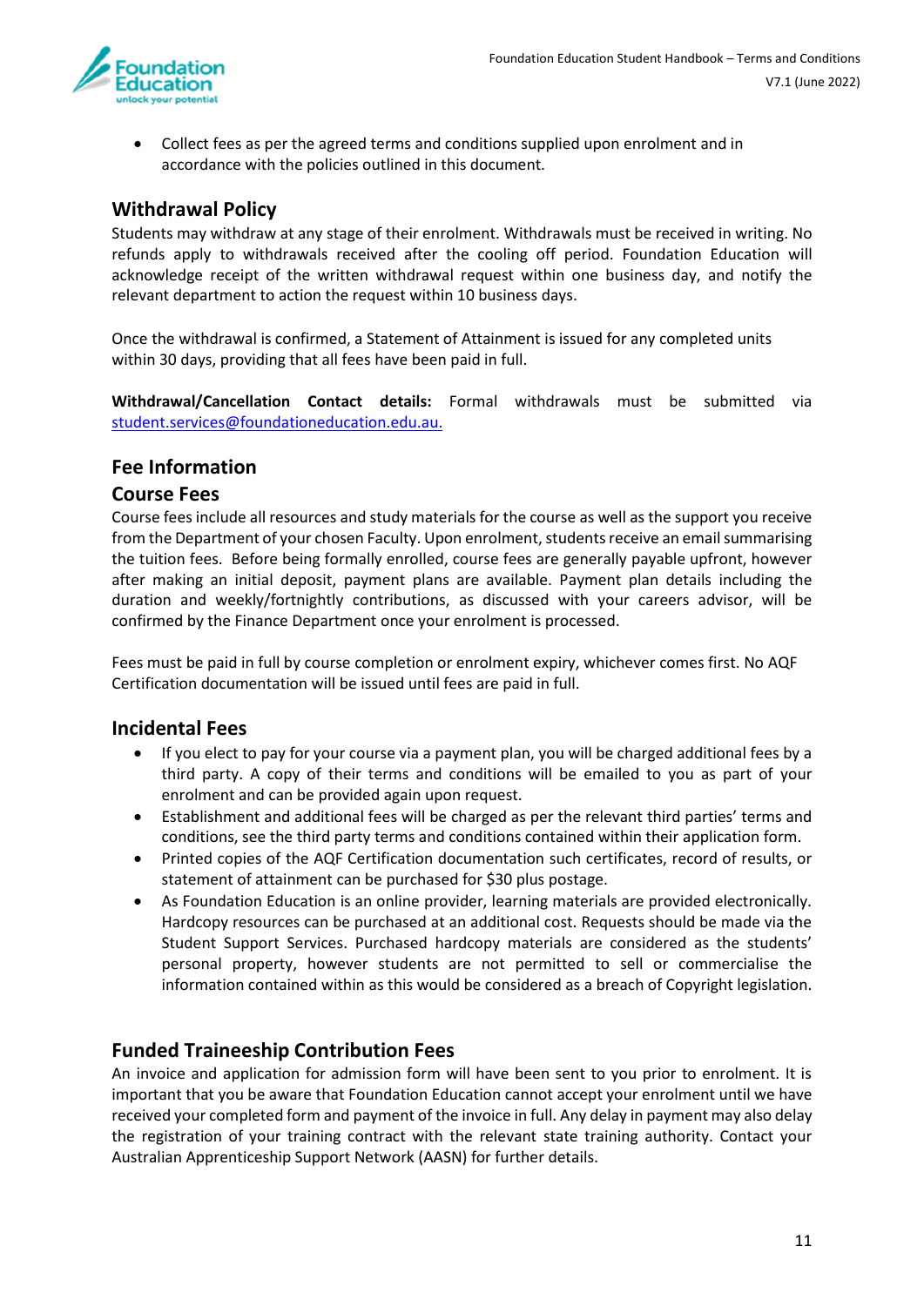- Collect fees as per the agreed terms and conditions supplied upon enrolment and in accordance with the policies outlined in this document.

## Withdrawal Policy

Students may withdraw at any stage of their enrolment. Withdrawals must be received in writing. No refunds apply to withdrawals received after the cooling off period. Foundation Education will acknowledge receipt of the written withdrawal request within one business day, and notify the relevant department to action the request within 10 business days.

Once the withdrawal is confirmed, a Statement of Attainment is issued for any completed units within 30 days, providing that all fees have been paid in full.

**Withdrawal/Cancellation Contact details:** Formal withdrawals must be submitted via student.services@foundationeducation.edu.au.

## Fee Information

### Course Fees

Course fees include all resources and study materials for the course as well as the support you receive from the Department of your chosen Faculty. Upon enrolment, students receive an email summarising the tuition fees. Before being formally enrolled, course fees are generally payable upfront, however after making an initial deposit, payment plans are available. Payment plan details including the duration and weekly/fortnightly contributions, as discussed with your careers advisor, will be confirmed by the Finance Department once your enrolment is processed.

Fees must be paid in full by course completion or enrolment expiry, whichever comes first. No AQF Certification documentation will be issued until fees are paid in full.

### Incidental Fees

- If you elect to pay for your course via a payment plan, you will be charged additional fees by a third party. A copy of their terms and conditions will be emailed to you as part of your enrolment and can be provided again upon request.
- Establishment and additional fees will be charged as per the relevant third parties' terms and conditions, see the third party terms and conditions contained within their application form.
- Printed copies of the AQF Certification documentation such certificates, record of results, or statement of attainment can be purchased for $30 plus postage.
- As Foundation Education is an online provider, learning materials are provided electronically. Hardcopy resources can be purchased at an additional cost. Requests should be made via the Student Support Services. Purchased hardcopy materials are considered as the students' personal property, however students are not permitted to sell or commercialise the information contained within as this would be considered as a breach of Copyright legislation.

### Funded Traineeship Contribution Fees

An invoice and application for admission form will have been sent to you prior to enrolment. It is important that you be aware that Foundation Education cannot accept your enrolment until we have received your completed form and payment of the invoice in full. Any delay in payment may also delay the registration of your training contract with the relevant state training authority. Contact your Australian Apprenticeship Support Network (AASN) for further details.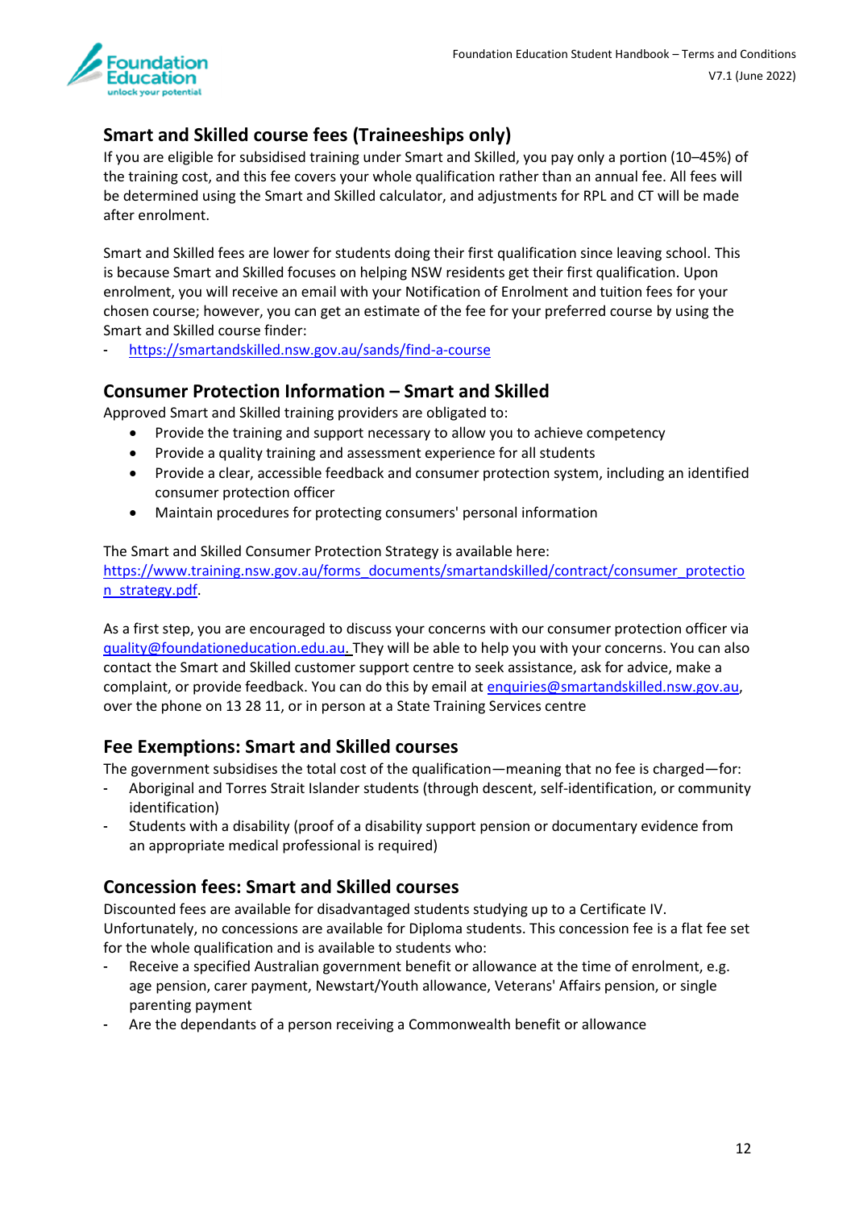## Smart and Skilled course fees (Traineeships only)

If you are eligible for subsidised training under Smart and Skilled, you pay only a portion (10–45%) of the training cost, and this fee covers your whole qualification rather than an annual fee. All fees will be determined using the Smart and Skilled calculator, and adjustments for RPL and CT will be made after enrolment.

Smart and Skilled fees are lower for students doing their first qualification since leaving school. This is because Smart and Skilled focuses on helping NSW residents get their first qualification. Upon enrolment, you will receive an email with your Notification of Enrolment and tuition fees for your chosen course; however, you can get an estimate of the fee for your preferred course by using the Smart and Skilled course finder:

- https://smartandskilled.nsw.gov.au/sands/find-a-course

## Consumer Protection Information – Smart and Skilled

Approved Smart and Skilled training providers are obligated to:

- Provide the training and support necessary to allow you to achieve competency
- Provide a quality training and assessment experience for all students
- Provide a clear, accessible feedback and consumer protection system, including an identified consumer protection officer
- Maintain procedures for protecting consumers' personal information

The Smart and Skilled Consumer Protection Strategy is available here: https://www.training.nsw.gov.au/forms_documents/smartandskilled/contract/consumer_protection_strategy.pdf.

As a first step, you are encouraged to discuss your concerns with our consumer protection officer via quality@foundationeducation.edu.au. They will be able to help you with your concerns. You can also contact the Smart and Skilled customer support centre to seek assistance, ask for advice, make a complaint, or provide feedback. You can do this by email at enquiries@smartandskilled.nsw.gov.au, over the phone on 13 28 11, or in person at a State Training Services centre

## Fee Exemptions: Smart and Skilled courses

The government subsidises the total cost of the qualification—meaning that no fee is charged—for:

- Aboriginal and Torres Strait Islander students (through descent, self-identification, or community identification)
- Students with a disability (proof of a disability support pension or documentary evidence from an appropriate medical professional is required)

## Concession fees: Smart and Skilled courses

Discounted fees are available for disadvantaged students studying up to a Certificate IV. Unfortunately, no concessions are available for Diploma students. This concession fee is a flat fee set for the whole qualification and is available to students who:

- Receive a specified Australian government benefit or allowance at the time of enrolment, e.g. age pension, carer payment, Newstart/Youth allowance, Veterans' Affairs pension, or single parenting payment
- Are the dependants of a person receiving a Commonwealth benefit or allowance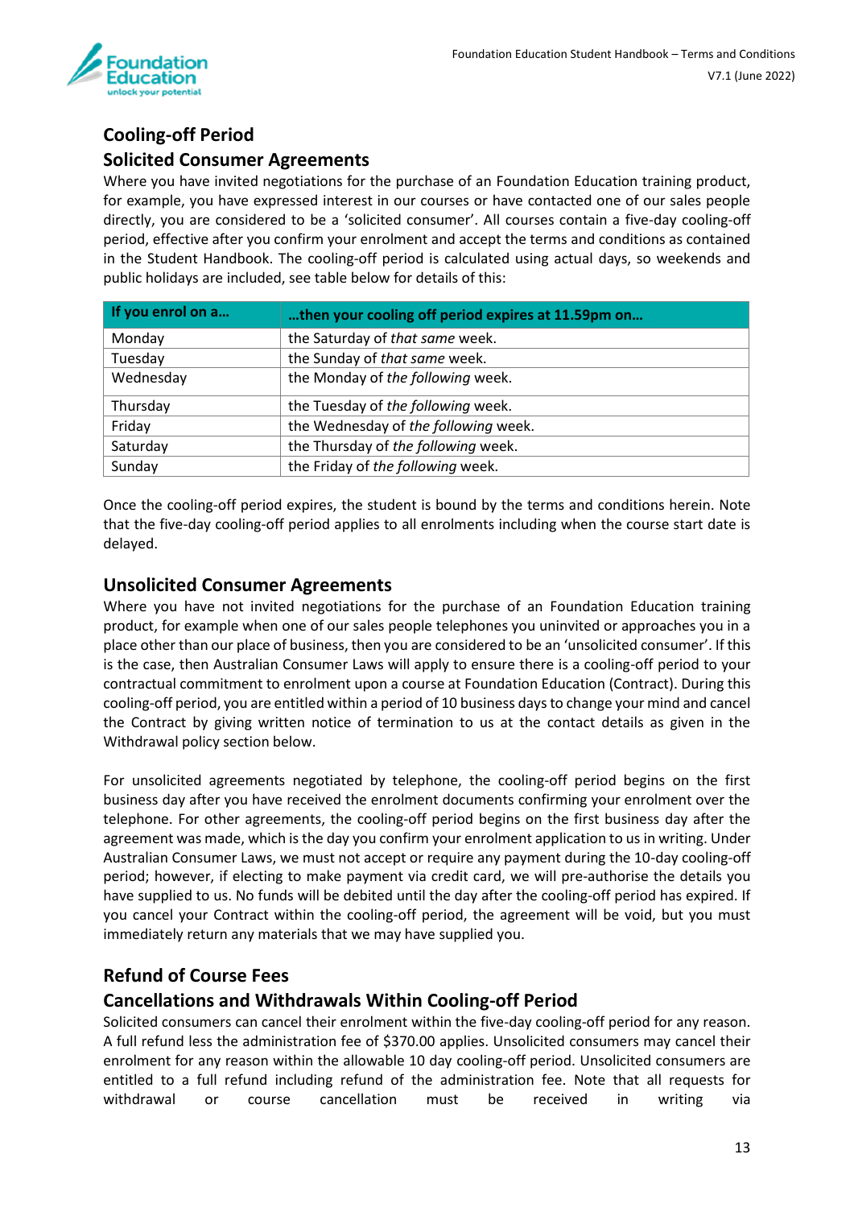## Cooling-off Period

### Solicited Consumer Agreements

Where you have invited negotiations for the purchase of an Foundation Education training product, for example, you have expressed interest in our courses or have contacted one of our sales people directly, you are considered to be a 'solicited consumer'. All courses contain a five-day cooling-off period, effective after you confirm your enrolment and accept the terms and conditions as contained in the Student Handbook. The cooling-off period is calculated using actual days, so weekends and public holidays are included, see table below for details of this:

| If you enrol on a… | …then your cooling off period expires at 11.59pm on… |
|---|---|
| Monday | the Saturday of *that same* week. |
| Tuesday | the Sunday of *that same* week. |
| Wednesday | the Monday of *the following* week. |
| Thursday | the Tuesday of *the following* week. |
| Friday | the Wednesday of *the following* week. |
| Saturday | the Thursday of *the following* week. |
| Sunday | the Friday of *the following* week. |

Once the cooling-off period expires, the student is bound by the terms and conditions herein. Note that the five-day cooling-off period applies to all enrolments including when the course start date is delayed.

### Unsolicited Consumer Agreements

Where you have not invited negotiations for the purchase of an Foundation Education training product, for example when one of our sales people telephones you uninvited or approaches you in a place other than our place of business, then you are considered to be an 'unsolicited consumer'. If this is the case, then Australian Consumer Laws will apply to ensure there is a cooling-off period to your contractual commitment to enrolment upon a course at Foundation Education (Contract). During this cooling-off period, you are entitled within a period of 10 business days to change your mind and cancel the Contract by giving written notice of termination to us at the contact details as given in the Withdrawal policy section below.

For unsolicited agreements negotiated by telephone, the cooling-off period begins on the first business day after you have received the enrolment documents confirming your enrolment over the telephone. For other agreements, the cooling-off period begins on the first business day after the agreement was made, which is the day you confirm your enrolment application to us in writing. Under Australian Consumer Laws, we must not accept or require any payment during the 10-day cooling-off period; however, if electing to make payment via credit card, we will pre-authorise the details you have supplied to us. No funds will be debited until the day after the cooling-off period has expired. If you cancel your Contract within the cooling-off period, the agreement will be void, but you must immediately return any materials that we may have supplied you.

## Refund of Course Fees

### Cancellations and Withdrawals Within Cooling-off Period

Solicited consumers can cancel their enrolment within the five-day cooling-off period for any reason. A full refund less the administration fee of $370.00 applies. Unsolicited consumers may cancel their enrolment for any reason within the allowable 10 day cooling-off period. Unsolicited consumers are entitled to a full refund including refund of the administration fee. Note that all requests for withdrawal or course cancellation must be received in writing via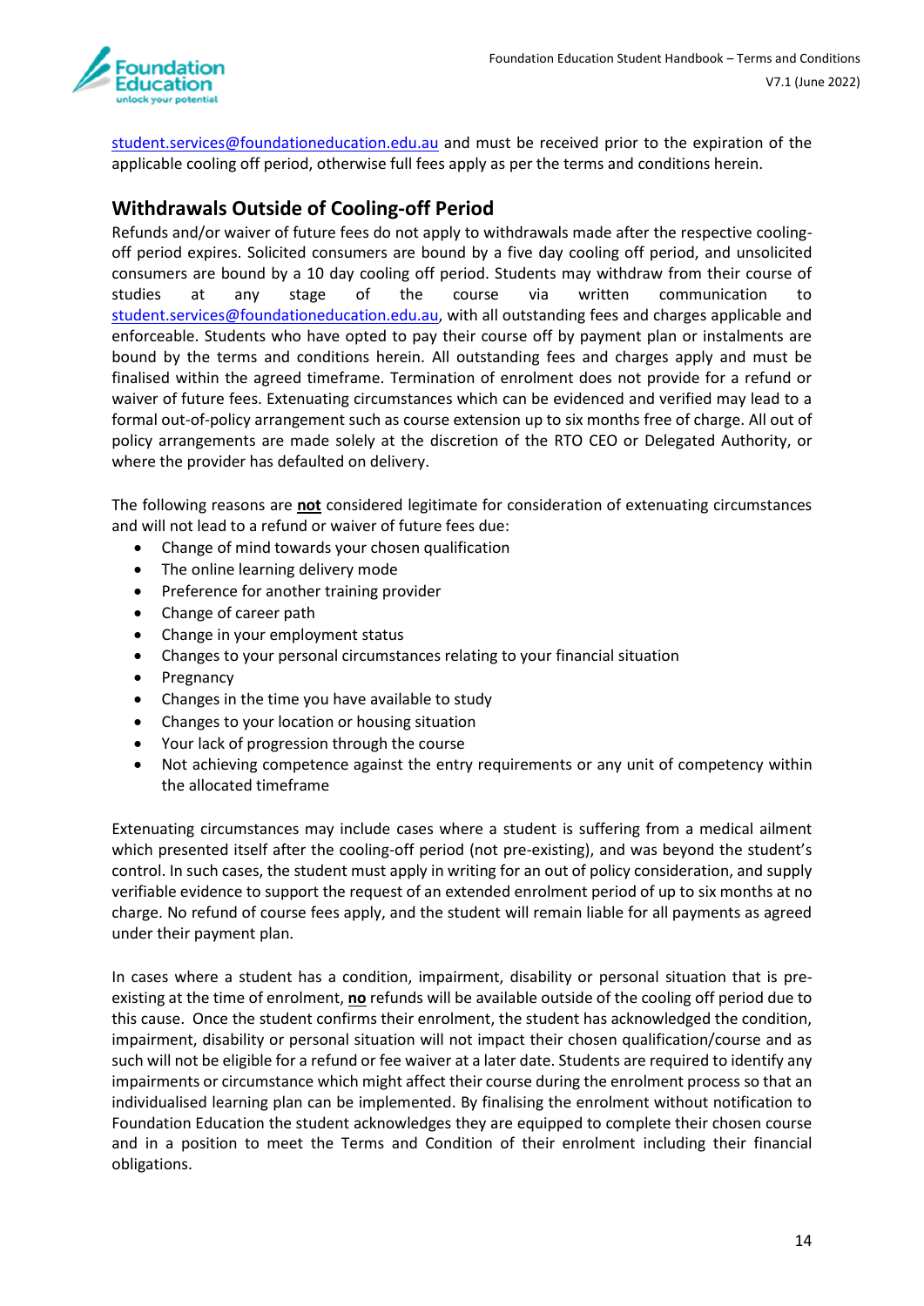student.services@foundationeducation.edu.au and must be received prior to the expiration of the applicable cooling off period, otherwise full fees apply as per the terms and conditions herein.

## Withdrawals Outside of Cooling-off Period

Refunds and/or waiver of future fees do not apply to withdrawals made after the respective cooling-off period expires. Solicited consumers are bound by a five day cooling off period, and unsolicited consumers are bound by a 10 day cooling off period. Students may withdraw from their course of studies at any stage of the course via written communication to student.services@foundationeducation.edu.au, with all outstanding fees and charges applicable and enforceable. Students who have opted to pay their course off by payment plan or instalments are bound by the terms and conditions herein. All outstanding fees and charges apply and must be finalised within the agreed timeframe. Termination of enrolment does not provide for a refund or waiver of future fees. Extenuating circumstances which can be evidenced and verified may lead to a formal out-of-policy arrangement such as course extension up to six months free of charge. All out of policy arrangements are made solely at the discretion of the RTO CEO or Delegated Authority, or where the provider has defaulted on delivery.

The following reasons are **not** considered legitimate for consideration of extenuating circumstances and will not lead to a refund or waiver of future fees due:

- Change of mind towards your chosen qualification
- The online learning delivery mode
- Preference for another training provider
- Change of career path
- Change in your employment status
- Changes to your personal circumstances relating to your financial situation
- Pregnancy
- Changes in the time you have available to study
- Changes to your location or housing situation
- Your lack of progression through the course
- Not achieving competence against the entry requirements or any unit of competency within the allocated timeframe

Extenuating circumstances may include cases where a student is suffering from a medical ailment which presented itself after the cooling-off period (not pre-existing), and was beyond the student's control. In such cases, the student must apply in writing for an out of policy consideration, and supply verifiable evidence to support the request of an extended enrolment period of up to six months at no charge. No refund of course fees apply, and the student will remain liable for all payments as agreed under their payment plan.

In cases where a student has a condition, impairment, disability or personal situation that is pre-existing at the time of enrolment, **no** refunds will be available outside of the cooling off period due to this cause. Once the student confirms their enrolment, the student has acknowledged the condition, impairment, disability or personal situation will not impact their chosen qualification/course and as such will not be eligible for a refund or fee waiver at a later date. Students are required to identify any impairments or circumstance which might affect their course during the enrolment process so that an individualised learning plan can be implemented. By finalising the enrolment without notification to Foundation Education the student acknowledges they are equipped to complete their chosen course and in a position to meet the Terms and Condition of their enrolment including their financial obligations.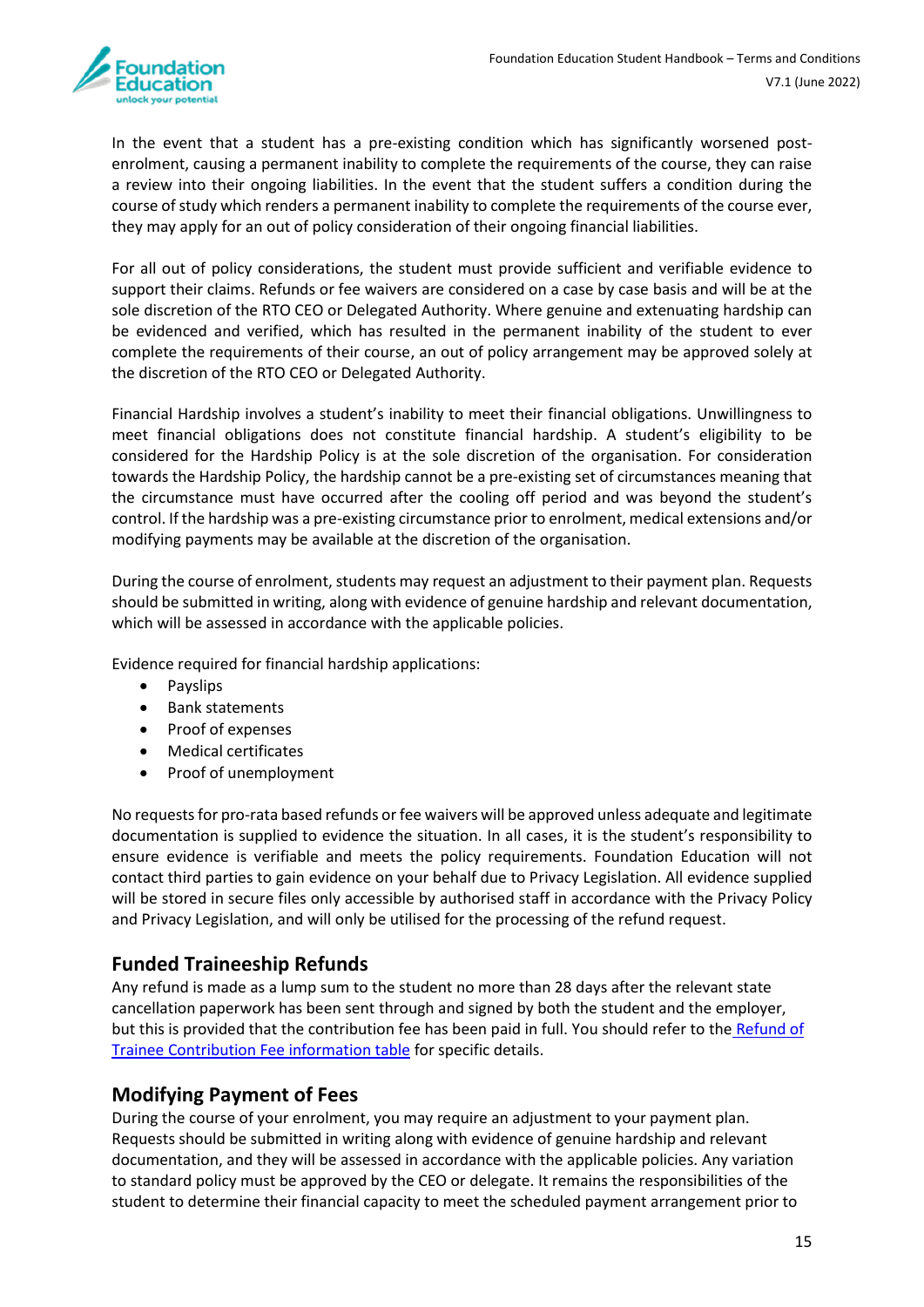In the event that a student has a pre-existing condition which has significantly worsened post-enrolment, causing a permanent inability to complete the requirements of the course, they can raise a review into their ongoing liabilities. In the event that the student suffers a condition during the course of study which renders a permanent inability to complete the requirements of the course ever, they may apply for an out of policy consideration of their ongoing financial liabilities.

For all out of policy considerations, the student must provide sufficient and verifiable evidence to support their claims. Refunds or fee waivers are considered on a case by case basis and will be at the sole discretion of the RTO CEO or Delegated Authority. Where genuine and extenuating hardship can be evidenced and verified, which has resulted in the permanent inability of the student to ever complete the requirements of their course, an out of policy arrangement may be approved solely at the discretion of the RTO CEO or Delegated Authority.

Financial Hardship involves a student's inability to meet their financial obligations. Unwillingness to meet financial obligations does not constitute financial hardship. A student's eligibility to be considered for the Hardship Policy is at the sole discretion of the organisation. For consideration towards the Hardship Policy, the hardship cannot be a pre-existing set of circumstances meaning that the circumstance must have occurred after the cooling off period and was beyond the student's control. If the hardship was a pre-existing circumstance prior to enrolment, medical extensions and/or modifying payments may be available at the discretion of the organisation.

During the course of enrolment, students may request an adjustment to their payment plan. Requests should be submitted in writing, along with evidence of genuine hardship and relevant documentation, which will be assessed in accordance with the applicable policies.

Evidence required for financial hardship applications:

- Payslips
- Bank statements
- Proof of expenses
- Medical certificates
- Proof of unemployment

No requests for pro-rata based refunds or fee waivers will be approved unless adequate and legitimate documentation is supplied to evidence the situation. In all cases, it is the student's responsibility to ensure evidence is verifiable and meets the policy requirements. Foundation Education will not contact third parties to gain evidence on your behalf due to Privacy Legislation. All evidence supplied will be stored in secure files only accessible by authorised staff in accordance with the Privacy Policy and Privacy Legislation, and will only be utilised for the processing of the refund request.

## Funded Traineeship Refunds

Any refund is made as a lump sum to the student no more than 28 days after the relevant state cancellation paperwork has been sent through and signed by both the student and the employer, but this is provided that the contribution fee has been paid in full. You should refer to the Refund of Trainee Contribution Fee information table for specific details.

## Modifying Payment of Fees

During the course of your enrolment, you may require an adjustment to your payment plan. Requests should be submitted in writing along with evidence of genuine hardship and relevant documentation, and they will be assessed in accordance with the applicable policies. Any variation to standard policy must be approved by the CEO or delegate. It remains the responsibilities of the student to determine their financial capacity to meet the scheduled payment arrangement prior to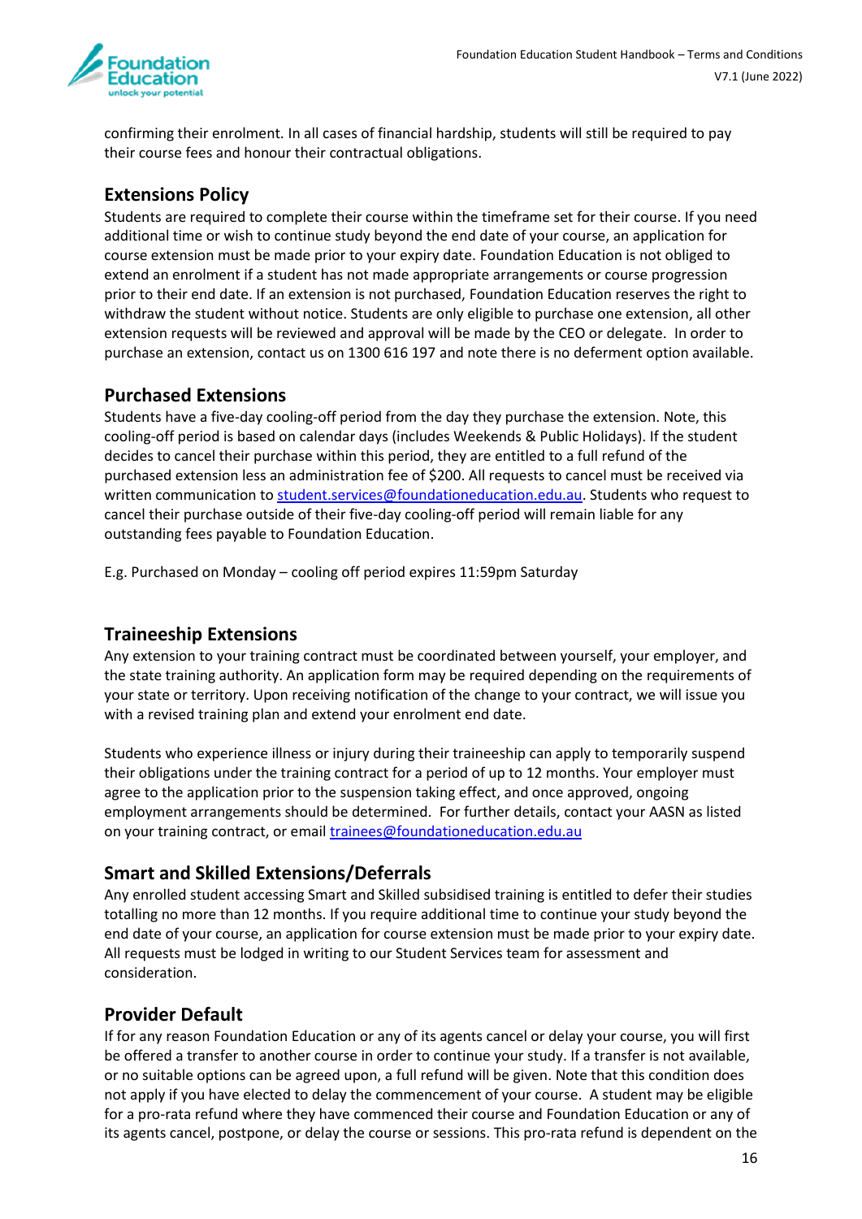confirming their enrolment. In all cases of financial hardship, students will still be required to pay their course fees and honour their contractual obligations.

## Extensions Policy

Students are required to complete their course within the timeframe set for their course. If you need additional time or wish to continue study beyond the end date of your course, an application for course extension must be made prior to your expiry date. Foundation Education is not obliged to extend an enrolment if a student has not made appropriate arrangements or course progression prior to their end date. If an extension is not purchased, Foundation Education reserves the right to withdraw the student without notice. Students are only eligible to purchase one extension, all other extension requests will be reviewed and approval will be made by the CEO or delegate. In order to purchase an extension, contact us on 1300 616 197 and note there is no deferment option available.

## Purchased Extensions

Students have a five-day cooling-off period from the day they purchase the extension. Note, this cooling-off period is based on calendar days (includes Weekends & Public Holidays). If the student decides to cancel their purchase within this period, they are entitled to a full refund of the purchased extension less an administration fee of $200. All requests to cancel must be received via written communication to student.services@foundationeducation.edu.au. Students who request to cancel their purchase outside of their five-day cooling-off period will remain liable for any outstanding fees payable to Foundation Education.

E.g. Purchased on Monday – cooling off period expires 11:59pm Saturday

## Traineeship Extensions

Any extension to your training contract must be coordinated between yourself, your employer, and the state training authority. An application form may be required depending on the requirements of your state or territory. Upon receiving notification of the change to your contract, we will issue you with a revised training plan and extend your enrolment end date.

Students who experience illness or injury during their traineeship can apply to temporarily suspend their obligations under the training contract for a period of up to 12 months. Your employer must agree to the application prior to the suspension taking effect, and once approved, ongoing employment arrangements should be determined. For further details, contact your AASN as listed on your training contract, or email trainees@foundationeducation.edu.au

## Smart and Skilled Extensions/Deferrals

Any enrolled student accessing Smart and Skilled subsidised training is entitled to defer their studies totalling no more than 12 months. If you require additional time to continue your study beyond the end date of your course, an application for course extension must be made prior to your expiry date. All requests must be lodged in writing to our Student Services team for assessment and consideration.

## Provider Default

If for any reason Foundation Education or any of its agents cancel or delay your course, you will first be offered a transfer to another course in order to continue your study. If a transfer is not available, or no suitable options can be agreed upon, a full refund will be given. Note that this condition does not apply if you have elected to delay the commencement of your course. A student may be eligible for a pro-rata refund where they have commenced their course and Foundation Education or any of its agents cancel, postpone, or delay the course or sessions. This pro-rata refund is dependent on the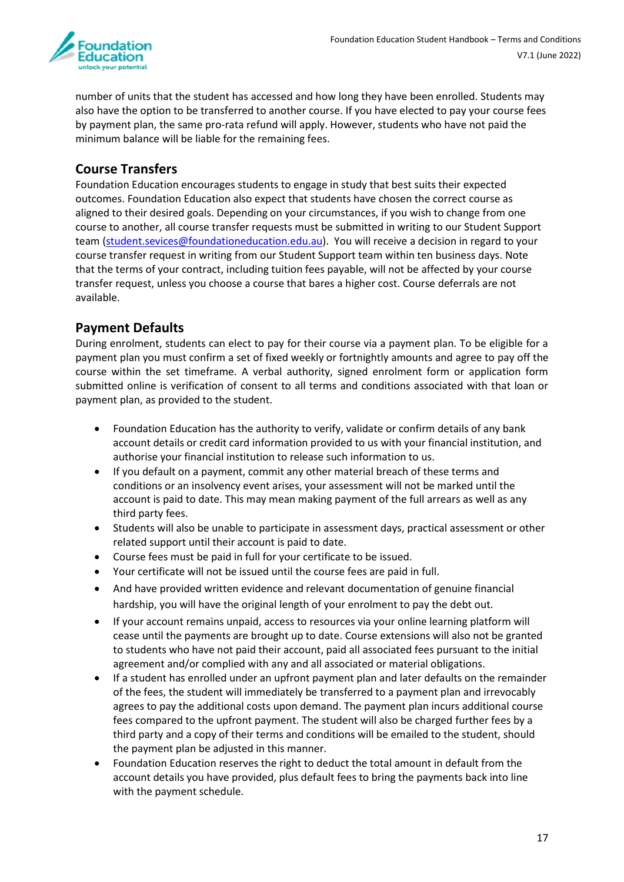number of units that the student has accessed and how long they have been enrolled. Students may also have the option to be transferred to another course. If you have elected to pay your course fees by payment plan, the same pro-rata refund will apply. However, students who have not paid the minimum balance will be liable for the remaining fees.

## Course Transfers

Foundation Education encourages students to engage in study that best suits their expected outcomes. Foundation Education also expect that students have chosen the correct course as aligned to their desired goals. Depending on your circumstances, if you wish to change from one course to another, all course transfer requests must be submitted in writing to our Student Support team (student.sevices@foundationeducation.edu.au). You will receive a decision in regard to your course transfer request in writing from our Student Support team within ten business days. Note that the terms of your contract, including tuition fees payable, will not be affected by your course transfer request, unless you choose a course that bares a higher cost. Course deferrals are not available.

## Payment Defaults

During enrolment, students can elect to pay for their course via a payment plan. To be eligible for a payment plan you must confirm a set of fixed weekly or fortnightly amounts and agree to pay off the course within the set timeframe. A verbal authority, signed enrolment form or application form submitted online is verification of consent to all terms and conditions associated with that loan or payment plan, as provided to the student.

- Foundation Education has the authority to verify, validate or confirm details of any bank account details or credit card information provided to us with your financial institution, and authorise your financial institution to release such information to us.
- If you default on a payment, commit any other material breach of these terms and conditions or an insolvency event arises, your assessment will not be marked until the account is paid to date. This may mean making payment of the full arrears as well as any third party fees.
- Students will also be unable to participate in assessment days, practical assessment or other related support until their account is paid to date.
- Course fees must be paid in full for your certificate to be issued.
- Your certificate will not be issued until the course fees are paid in full.
- And have provided written evidence and relevant documentation of genuine financial hardship, you will have the original length of your enrolment to pay the debt out.
- If your account remains unpaid, access to resources via your online learning platform will cease until the payments are brought up to date. Course extensions will also not be granted to students who have not paid their account, paid all associated fees pursuant to the initial agreement and/or complied with any and all associated or material obligations.
- If a student has enrolled under an upfront payment plan and later defaults on the remainder of the fees, the student will immediately be transferred to a payment plan and irrevocably agrees to pay the additional costs upon demand. The payment plan incurs additional course fees compared to the upfront payment. The student will also be charged further fees by a third party and a copy of their terms and conditions will be emailed to the student, should the payment plan be adjusted in this manner.
- Foundation Education reserves the right to deduct the total amount in default from the account details you have provided, plus default fees to bring the payments back into line with the payment schedule.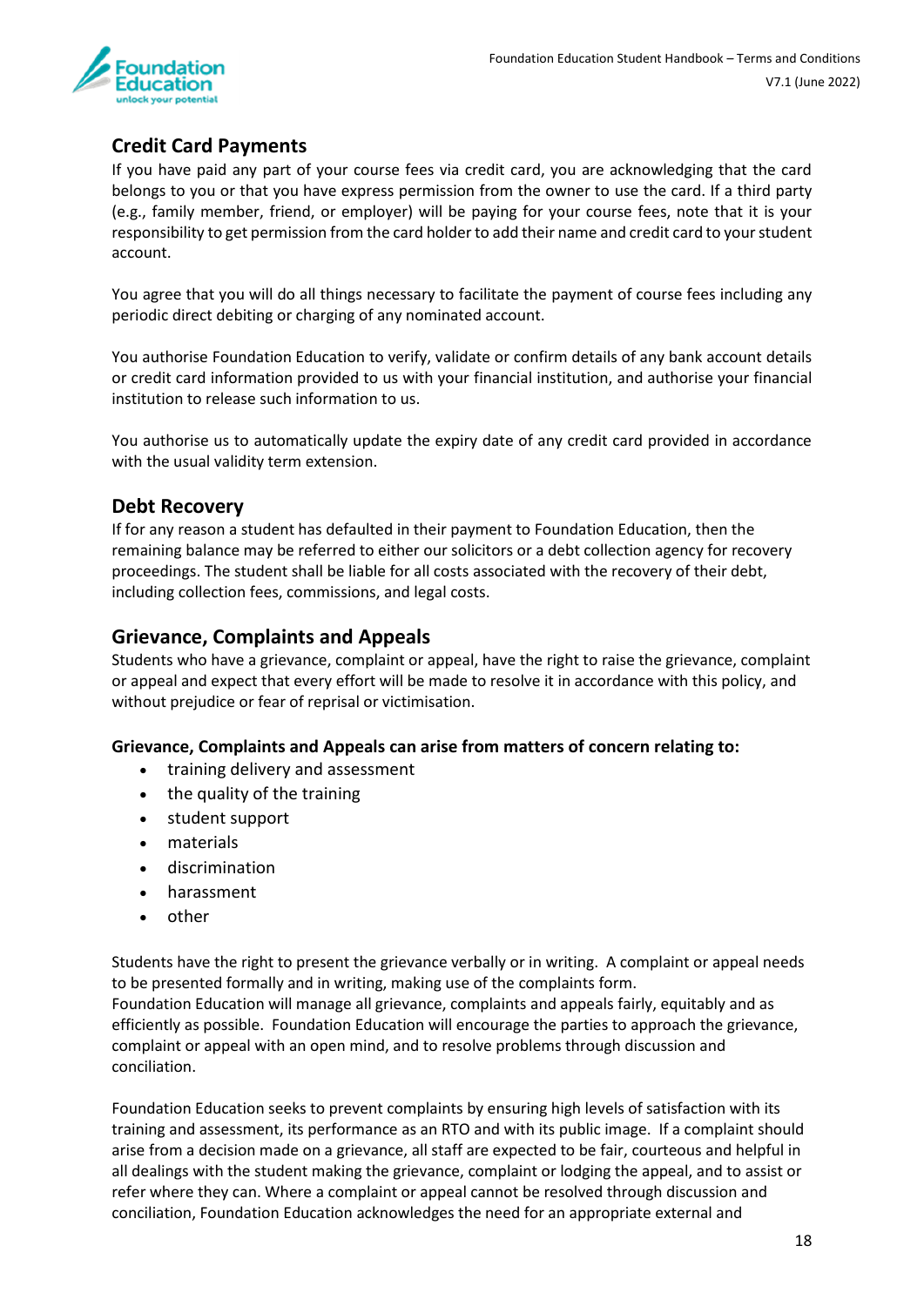## Credit Card Payments

If you have paid any part of your course fees via credit card, you are acknowledging that the card belongs to you or that you have express permission from the owner to use the card. If a third party (e.g., family member, friend, or employer) will be paying for your course fees, note that it is your responsibility to get permission from the card holder to add their name and credit card to your student account.

You agree that you will do all things necessary to facilitate the payment of course fees including any periodic direct debiting or charging of any nominated account.

You authorise Foundation Education to verify, validate or confirm details of any bank account details or credit card information provided to us with your financial institution, and authorise your financial institution to release such information to us.

You authorise us to automatically update the expiry date of any credit card provided in accordance with the usual validity term extension.

## Debt Recovery

If for any reason a student has defaulted in their payment to Foundation Education, then the remaining balance may be referred to either our solicitors or a debt collection agency for recovery proceedings. The student shall be liable for all costs associated with the recovery of their debt, including collection fees, commissions, and legal costs.

## Grievance, Complaints and Appeals

Students who have a grievance, complaint or appeal, have the right to raise the grievance, complaint or appeal and expect that every effort will be made to resolve it in accordance with this policy, and without prejudice or fear of reprisal or victimisation.

**Grievance, Complaints and Appeals can arise from matters of concern relating to:**

- training delivery and assessment
- the quality of the training
- student support
- materials
- discrimination
- harassment
- other

Students have the right to present the grievance verbally or in writing. A complaint or appeal needs to be presented formally and in writing, making use of the complaints form.
Foundation Education will manage all grievance, complaints and appeals fairly, equitably and as efficiently as possible. Foundation Education will encourage the parties to approach the grievance, complaint or appeal with an open mind, and to resolve problems through discussion and conciliation.

Foundation Education seeks to prevent complaints by ensuring high levels of satisfaction with its training and assessment, its performance as an RTO and with its public image. If a complaint should arise from a decision made on a grievance, all staff are expected to be fair, courteous and helpful in all dealings with the student making the grievance, complaint or lodging the appeal, and to assist or refer where they can. Where a complaint or appeal cannot be resolved through discussion and conciliation, Foundation Education acknowledges the need for an appropriate external and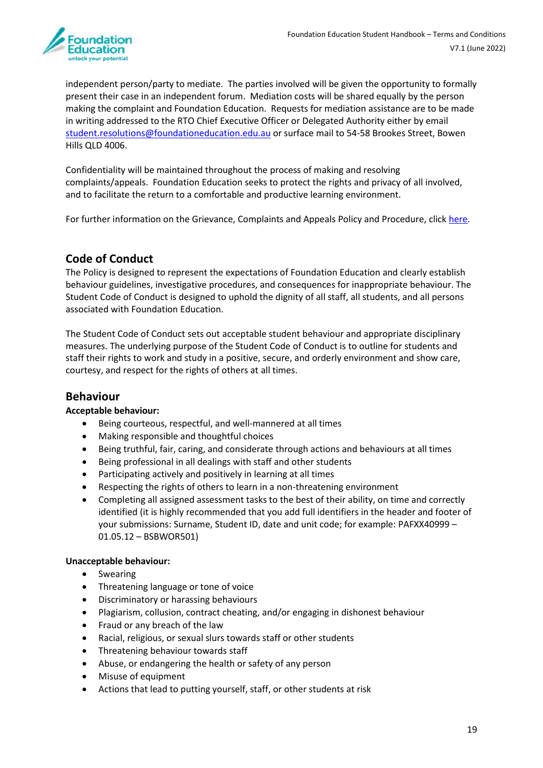independent person/party to mediate. The parties involved will be given the opportunity to formally present their case in an independent forum. Mediation costs will be shared equally by the person making the complaint and Foundation Education. Requests for mediation assistance are to be made in writing addressed to the RTO Chief Executive Officer or Delegated Authority either by email student.resolutions@foundationeducation.edu.au or surface mail to 54-58 Brookes Street, Bowen Hills QLD 4006.

Confidentiality will be maintained throughout the process of making and resolving complaints/appeals. Foundation Education seeks to protect the rights and privacy of all involved, and to facilitate the return to a comfortable and productive learning environment.

For further information on the Grievance, Complaints and Appeals Policy and Procedure, click here.

## Code of Conduct

The Policy is designed to represent the expectations of Foundation Education and clearly establish behaviour guidelines, investigative procedures, and consequences for inappropriate behaviour. The Student Code of Conduct is designed to uphold the dignity of all staff, all students, and all persons associated with Foundation Education.

The Student Code of Conduct sets out acceptable student behaviour and appropriate disciplinary measures. The underlying purpose of the Student Code of Conduct is to outline for students and staff their rights to work and study in a positive, secure, and orderly environment and show care, courtesy, and respect for the rights of others at all times.

## Behaviour

**Acceptable behaviour:**

- Being courteous, respectful, and well-mannered at all times
- Making responsible and thoughtful choices
- Being truthful, fair, caring, and considerate through actions and behaviours at all times
- Being professional in all dealings with staff and other students
- Participating actively and positively in learning at all times
- Respecting the rights of others to learn in a non-threatening environment
- Completing all assigned assessment tasks to the best of their ability, on time and correctly identified (it is highly recommended that you add full identifiers in the header and footer of your submissions: Surname, Student ID, date and unit code; for example: PAFXX40999 – 01.05.12 – BSBWOR501)

**Unacceptable behaviour:**

- Swearing
- Threatening language or tone of voice
- Discriminatory or harassing behaviours
- Plagiarism, collusion, contract cheating, and/or engaging in dishonest behaviour
- Fraud or any breach of the law
- Racial, religious, or sexual slurs towards staff or other students
- Threatening behaviour towards staff
- Abuse, or endangering the health or safety of any person
- Misuse of equipment
- Actions that lead to putting yourself, staff, or other students at risk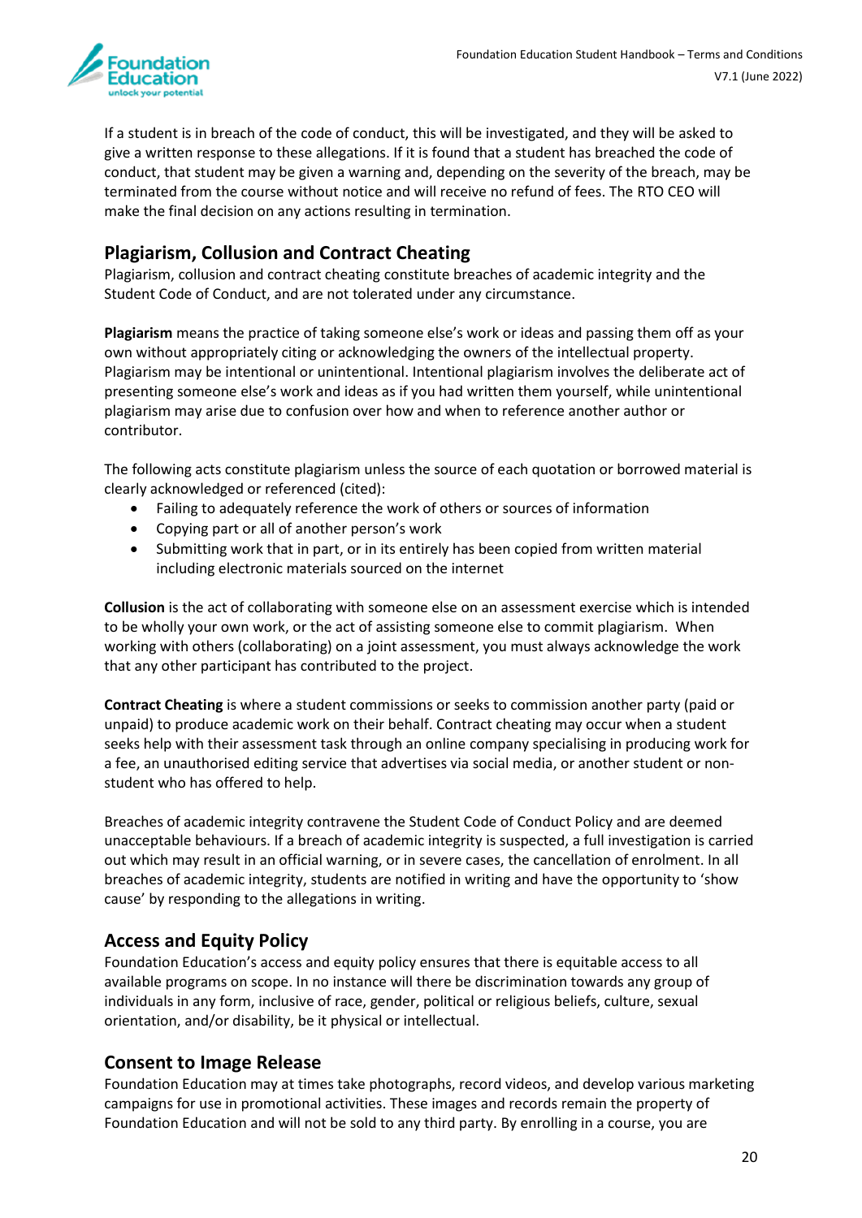If a student is in breach of the code of conduct, this will be investigated, and they will be asked to give a written response to these allegations. If it is found that a student has breached the code of conduct, that student may be given a warning and, depending on the severity of the breach, may be terminated from the course without notice and will receive no refund of fees. The RTO CEO will make the final decision on any actions resulting in termination.

## Plagiarism, Collusion and Contract Cheating

Plagiarism, collusion and contract cheating constitute breaches of academic integrity and the Student Code of Conduct, and are not tolerated under any circumstance.

**Plagiarism** means the practice of taking someone else's work or ideas and passing them off as your own without appropriately citing or acknowledging the owners of the intellectual property. Plagiarism may be intentional or unintentional. Intentional plagiarism involves the deliberate act of presenting someone else's work and ideas as if you had written them yourself, while unintentional plagiarism may arise due to confusion over how and when to reference another author or contributor.

The following acts constitute plagiarism unless the source of each quotation or borrowed material is clearly acknowledged or referenced (cited):

- Failing to adequately reference the work of others or sources of information
- Copying part or all of another person's work
- Submitting work that in part, or in its entirely has been copied from written material including electronic materials sourced on the internet

**Collusion** is the act of collaborating with someone else on an assessment exercise which is intended to be wholly your own work, or the act of assisting someone else to commit plagiarism. When working with others (collaborating) on a joint assessment, you must always acknowledge the work that any other participant has contributed to the project.

**Contract Cheating** is where a student commissions or seeks to commission another party (paid or unpaid) to produce academic work on their behalf. Contract cheating may occur when a student seeks help with their assessment task through an online company specialising in producing work for a fee, an unauthorised editing service that advertises via social media, or another student or non-student who has offered to help.

Breaches of academic integrity contravene the Student Code of Conduct Policy and are deemed unacceptable behaviours. If a breach of academic integrity is suspected, a full investigation is carried out which may result in an official warning, or in severe cases, the cancellation of enrolment. In all breaches of academic integrity, students are notified in writing and have the opportunity to 'show cause' by responding to the allegations in writing.

## Access and Equity Policy

Foundation Education's access and equity policy ensures that there is equitable access to all available programs on scope. In no instance will there be discrimination towards any group of individuals in any form, inclusive of race, gender, political or religious beliefs, culture, sexual orientation, and/or disability, be it physical or intellectual.

## Consent to Image Release

Foundation Education may at times take photographs, record videos, and develop various marketing campaigns for use in promotional activities. These images and records remain the property of Foundation Education and will not be sold to any third party. By enrolling in a course, you are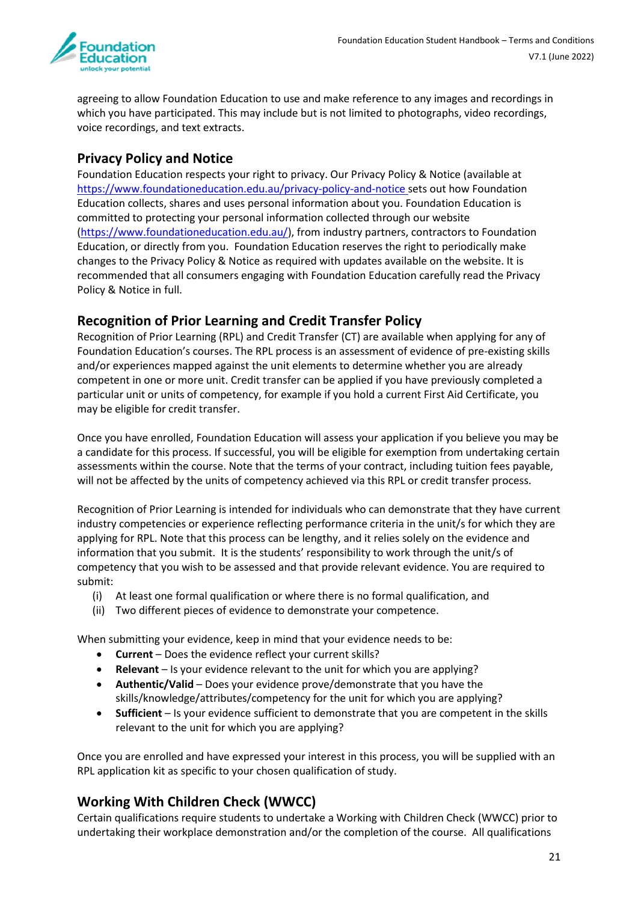agreeing to allow Foundation Education to use and make reference to any images and recordings in which you have participated. This may include but is not limited to photographs, video recordings, voice recordings, and text extracts.

## Privacy Policy and Notice

Foundation Education respects your right to privacy. Our Privacy Policy & Notice (available at https://www.foundationeducation.edu.au/privacy-policy-and-notice sets out how Foundation Education collects, shares and uses personal information about you. Foundation Education is committed to protecting your personal information collected through our website (https://www.foundationeducation.edu.au/), from industry partners, contractors to Foundation Education, or directly from you. Foundation Education reserves the right to periodically make changes to the Privacy Policy & Notice as required with updates available on the website. It is recommended that all consumers engaging with Foundation Education carefully read the Privacy Policy & Notice in full.

## Recognition of Prior Learning and Credit Transfer Policy

Recognition of Prior Learning (RPL) and Credit Transfer (CT) are available when applying for any of Foundation Education's courses. The RPL process is an assessment of evidence of pre-existing skills and/or experiences mapped against the unit elements to determine whether you are already competent in one or more unit. Credit transfer can be applied if you have previously completed a particular unit or units of competency, for example if you hold a current First Aid Certificate, you may be eligible for credit transfer.

Once you have enrolled, Foundation Education will assess your application if you believe you may be a candidate for this process. If successful, you will be eligible for exemption from undertaking certain assessments within the course. Note that the terms of your contract, including tuition fees payable, will not be affected by the units of competency achieved via this RPL or credit transfer process.

Recognition of Prior Learning is intended for individuals who can demonstrate that they have current industry competencies or experience reflecting performance criteria in the unit/s for which they are applying for RPL. Note that this process can be lengthy, and it relies solely on the evidence and information that you submit. It is the students' responsibility to work through the unit/s of competency that you wish to be assessed and that provide relevant evidence. You are required to submit:

(i) At least one formal qualification or where there is no formal qualification, and
(ii) Two different pieces of evidence to demonstrate your competence.

When submitting your evidence, keep in mind that your evidence needs to be:

- **Current** – Does the evidence reflect your current skills?
- **Relevant** – Is your evidence relevant to the unit for which you are applying?
- **Authentic/Valid** – Does your evidence prove/demonstrate that you have the skills/knowledge/attributes/competency for the unit for which you are applying?
- **Sufficient** – Is your evidence sufficient to demonstrate that you are competent in the skills relevant to the unit for which you are applying?

Once you are enrolled and have expressed your interest in this process, you will be supplied with an RPL application kit as specific to your chosen qualification of study.

## Working With Children Check (WWCC)

Certain qualifications require students to undertake a Working with Children Check (WWCC) prior to undertaking their workplace demonstration and/or the completion of the course. All qualifications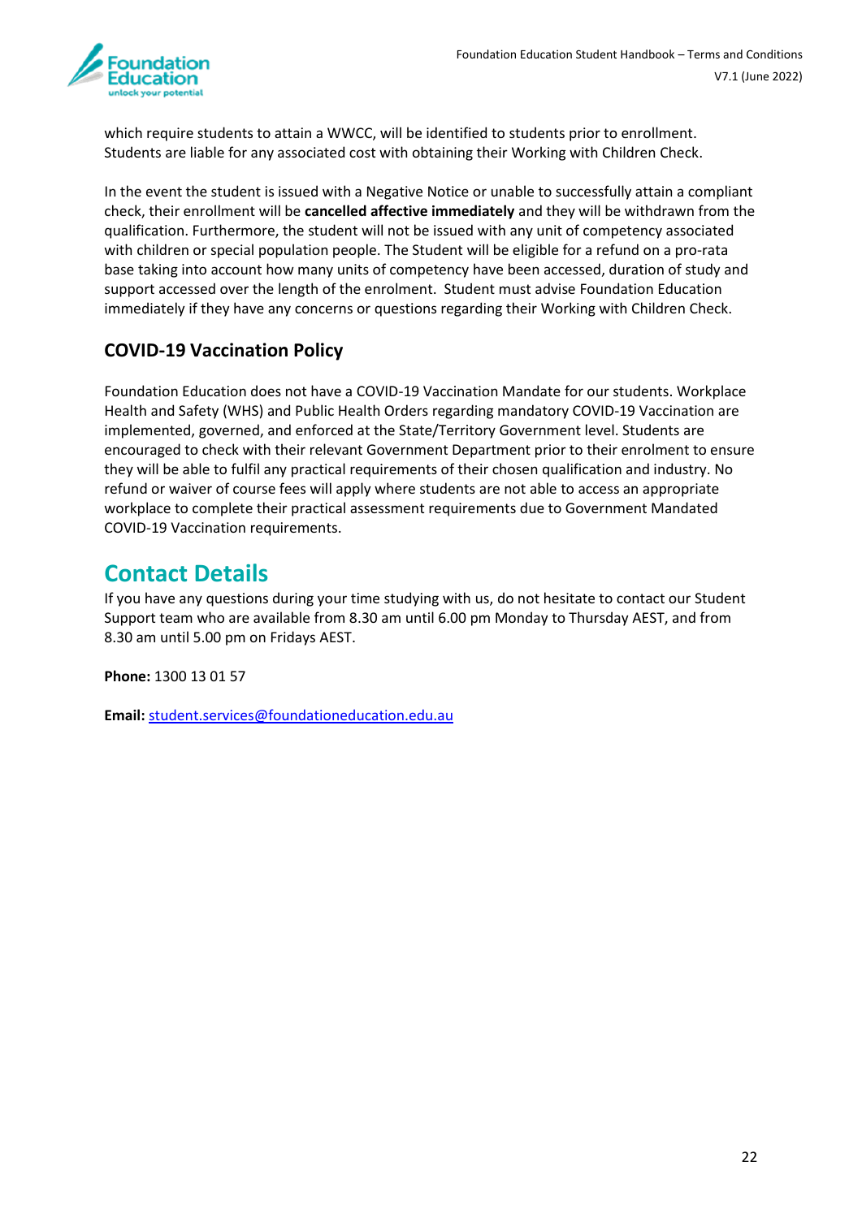which require students to attain a WWCC, will be identified to students prior to enrollment. Students are liable for any associated cost with obtaining their Working with Children Check.

In the event the student is issued with a Negative Notice or unable to successfully attain a compliant check, their enrollment will be **cancelled affective immediately** and they will be withdrawn from the qualification. Furthermore, the student will not be issued with any unit of competency associated with children or special population people. The Student will be eligible for a refund on a pro-rata base taking into account how many units of competency have been accessed, duration of study and support accessed over the length of the enrolment. Student must advise Foundation Education immediately if they have any concerns or questions regarding their Working with Children Check.

### COVID-19 Vaccination Policy

Foundation Education does not have a COVID-19 Vaccination Mandate for our students. Workplace Health and Safety (WHS) and Public Health Orders regarding mandatory COVID-19 Vaccination are implemented, governed, and enforced at the State/Territory Government level. Students are encouraged to check with their relevant Government Department prior to their enrolment to ensure they will be able to fulfil any practical requirements of their chosen qualification and industry. No refund or waiver of course fees will apply where students are not able to access an appropriate workplace to complete their practical assessment requirements due to Government Mandated COVID-19 Vaccination requirements.

## Contact Details

If you have any questions during your time studying with us, do not hesitate to contact our Student Support team who are available from 8.30 am until 6.00 pm Monday to Thursday AEST, and from 8.30 am until 5.00 pm on Fridays AEST.

**Phone:** 1300 13 01 57

**Email:** student.services@foundationeducation.edu.au